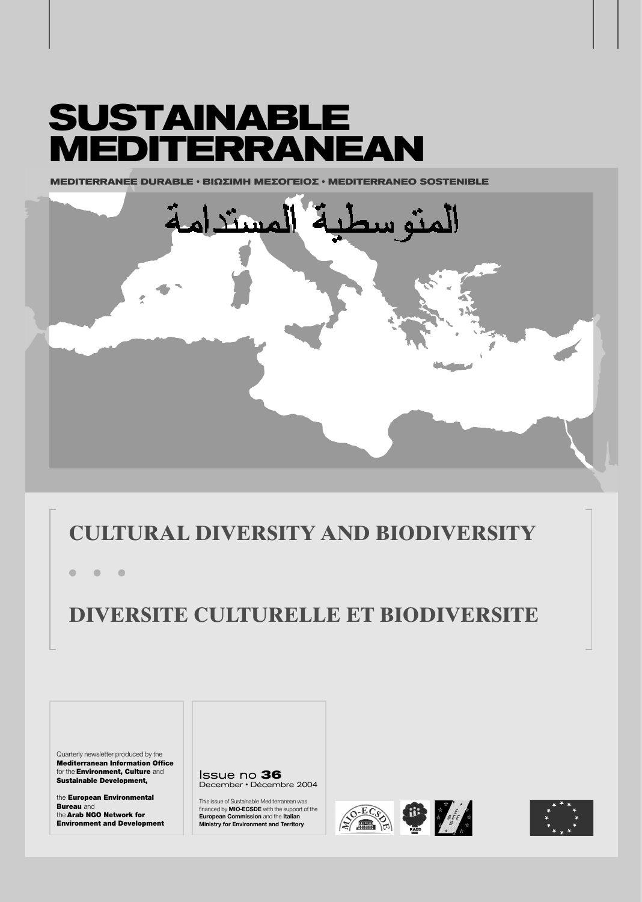# SUSTAINABLE MEDITERRANEAN

MEDITERRANEE DURABLE • ΒΙΩΣΙΜΗ ΜΕΣΟΓΕΙΟΣ • MEDITERRANEO SOSTENIBLE

المتوسطية المستدامة

## CULTURAL DIVERSITY AND BIODIVERSITY

• • •

## DIVERSITE CULTURELLE ET BIODIVERSITE

Quarterly newsletter produced by the **Mediterranean Information Office** for the **Environment, Culture** and **Sustainable Development,**

the **European Environmental Bureau** and
the **Arab NGO Network for Environment and Development**

Issue no **36**
December • Décembre 2004

This issue of Sustainable Mediterranean was financed by **MIO-ECSDE** with the support of the **European Commission** and the **Italian Ministry for Environment and Territory**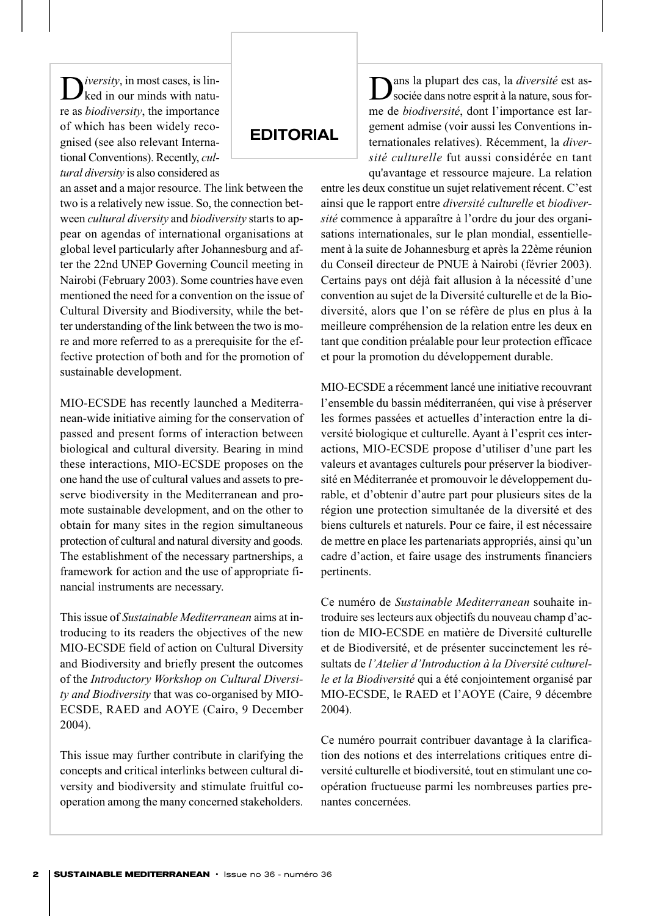# EDITORIAL

*Diversity*, in most cases, is linked in our minds with nature as *biodiversity*, the importance of which has been widely recognised (see also relevant International Conventions). Recently, *cultural diversity* is also considered as an asset and a major resource. The link between the two is a relatively new issue. So, the connection between *cultural diversity* and *biodiversity* starts to appear on agendas of international organisations at global level particularly after Johannesburg and after the 22nd UNEP Governing Council meeting in Nairobi (February 2003). Some countries have even mentioned the need for a convention on the issue of Cultural Diversity and Biodiversity, while the better understanding of the link between the two is more and more referred to as a prerequisite for the effective protection of both and for the promotion of sustainable development.

MIO-ECSDE has recently launched a Mediterranean-wide initiative aiming for the conservation of passed and present forms of interaction between biological and cultural diversity. Bearing in mind these interactions, MIO-ECSDE proposes on the one hand the use of cultural values and assets to preserve biodiversity in the Mediterranean and promote sustainable development, and on the other to obtain for many sites in the region simultaneous protection of cultural and natural diversity and goods. The establishment of the necessary partnerships, a framework for action and the use of appropriate financial instruments are necessary.

This issue of *Sustainable Mediterranean* aims at introducing to its readers the objectives of the new MIO-ECSDE field of action on Cultural Diversity and Biodiversity and briefly present the outcomes of the *Introductory Workshop on Cultural Diversity and Biodiversity* that was co-organised by MIO-ECSDE, RAED and AOYE (Cairo, 9 December 2004).

This issue may further contribute in clarifying the concepts and critical interlinks between cultural diversity and biodiversity and stimulate fruitful cooperation among the many concerned stakeholders.

Dans la plupart des cas, la *diversité* est associée dans notre esprit à la nature, sous forme de *biodiversité*, dont l'importance est largement admise (voir aussi les Conventions internationales relatives). Récemment, la *diversité culturelle* fut aussi considérée en tant qu'avantage et ressource majeure. La relation entre les deux constitue un sujet relativement récent. C'est ainsi que le rapport entre *diversité culturelle* et *biodiversité* commence à apparaître à l'ordre du jour des organisations internationales, sur le plan mondial, essentiellement à la suite de Johannesburg et après la 22ème réunion du Conseil directeur de PNUE à Nairobi (février 2003). Certains pays ont déjà fait allusion à la nécessité d'une convention au sujet de la Diversité culturelle et de la Biodiversité, alors que l'on se réfère de plus en plus à la meilleure compréhension de la relation entre les deux en tant que condition préalable pour leur protection efficace et pour la promotion du développement durable.

MIO-ECSDE a récemment lancé une initiative recouvrant l'ensemble du bassin méditerranéen, qui vise à préserver les formes passées et actuelles d'interaction entre la diversité biologique et culturelle. Ayant à l'esprit ces interactions, MIO-ECSDE propose d'utiliser d'une part les valeurs et avantages culturels pour préserver la biodiversité en Méditerranée et promouvoir le développement durable, et d'obtenir d'autre part pour plusieurs sites de la région une protection simultanée de la diversité et des biens culturels et naturels. Pour ce faire, il est nécessaire de mettre en place les partenariats appropriés, ainsi qu'un cadre d'action, et faire usage des instruments financiers pertinents.

Ce numéro de *Sustainable Mediterranean* souhaite introduire ses lecteurs aux objectifs du nouveau champ d'action de MIO-ECSDE en matière de Diversité culturelle et de Biodiversité, et de présenter succinctement les résultats de *l'Atelier d'Introduction à la Diversité culturelle et la Biodiversité* qui a été conjointement organisé par MIO-ECSDE, le RAED et l'AOYE (Caire, 9 décembre 2004).

Ce numéro pourrait contribuer davantage à la clarification des notions et des interrelations critiques entre diversité culturelle et biodiversité, tout en stimulant une coopération fructueuse parmi les nombreuses parties prenantes concernées.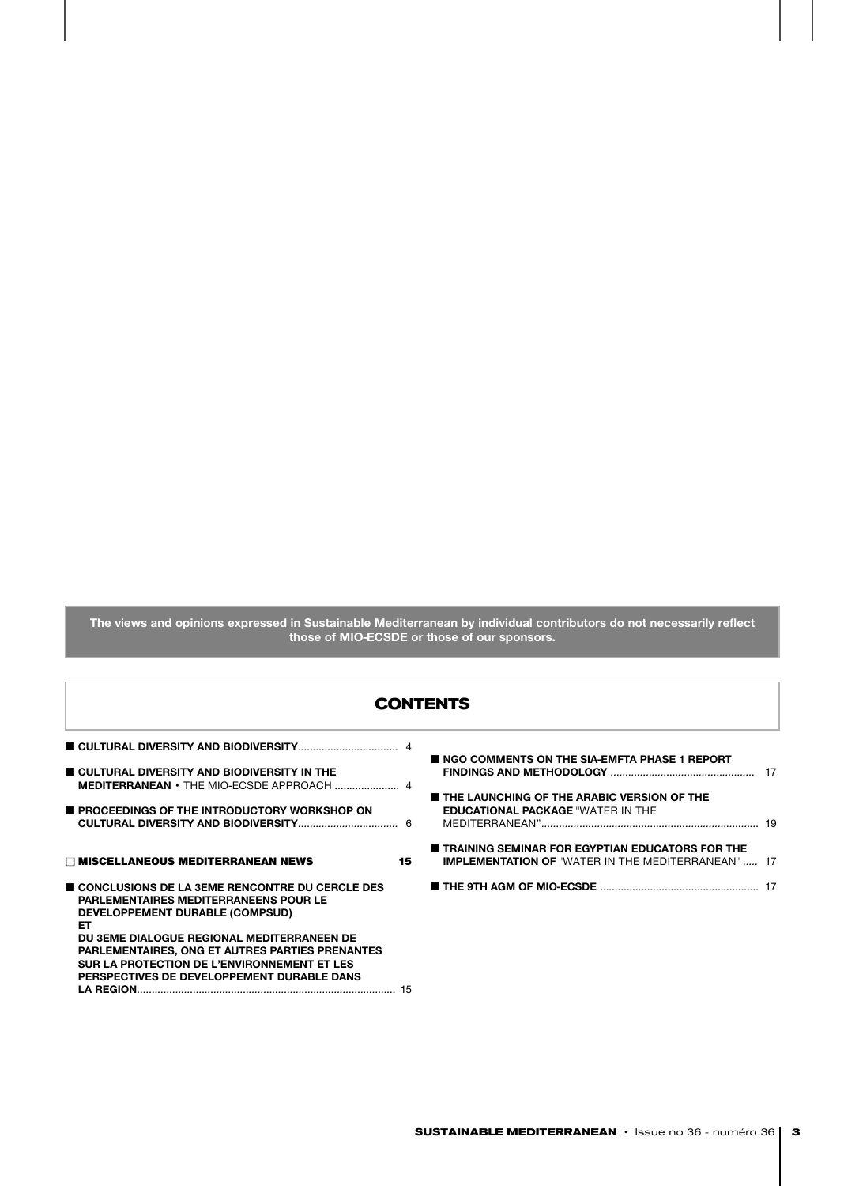**The views and opinions expressed in Sustainable Mediterranean by individual contributors do not necessarily reflect those of MIO-ECSDE or those of our sponsors.**

## CONTENTS

- **CULTURAL DIVERSITY AND BIODIVERSITY** .................................. 4
- **CULTURAL DIVERSITY AND BIODIVERSITY IN THE MEDITERRANEAN** • THE MIO-ECSDE APPROACH ...................... 4
- **PROCEEDINGS OF THE INTRODUCTORY WORKSHOP ON CULTURAL DIVERSITY AND BIODIVERSITY** .................................. 6

**MISCELLANEOUS MEDITERRANEAN NEWS** 15

- **CONCLUSIONS DE LA 3EME RENCONTRE DU CERCLE DES PARLEMENTAIRES MEDITERRANEENS POUR LE DEVELOPPEMENT DURABLE (COMPSUD) ET DU 3EME DIALOGUE REGIONAL MEDITERRANEEN DE PARLEMENTAIRES, ONG ET AUTRES PARTIES PRENANTES SUR LA PROTECTION DE L'ENVIRONNEMENT ET LES PERSPECTIVES DE DEVELOPPEMENT DURABLE DANS LA REGION** ....................................................................................... 15
- **NGO COMMENTS ON THE SIA-EMFTA PHASE 1 REPORT FINDINGS AND METHODOLOGY** ................................................ 17
- **THE LAUNCHING OF THE ARABIC VERSION OF THE EDUCATIONAL PACKAGE** "WATER IN THE MEDITERRANEAN" ......................................................................... 19
- **TRAINING SEMINAR FOR EGYPTIAN EDUCATORS FOR THE IMPLEMENTATION OF** "WATER IN THE MEDITERRANEAN" ..... 17
- **THE 9TH AGM OF MIO-ECSDE** ..................................................... 17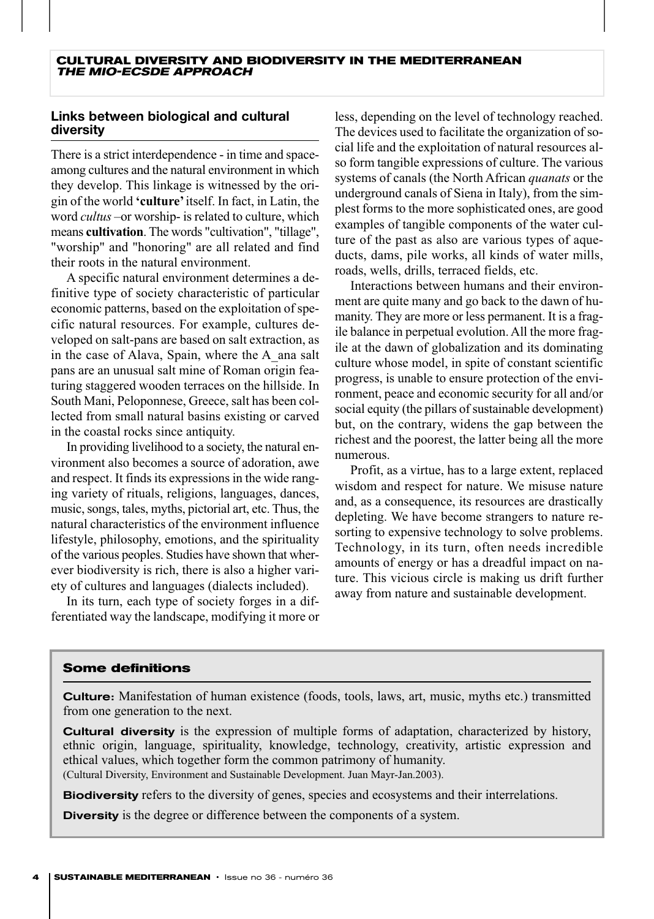## CULTURAL DIVERSITY AND BIODIVERSITY IN THE MEDITERRANEAN
### *THE MIO-ECSDE APPROACH*

### Links between biological and cultural diversity

There is a strict interdependence - in time and space- among cultures and the natural environment in which they develop. This linkage is witnessed by the origin of the world **'culture'** itself. In fact, in Latin, the word *cultus* –or worship- is related to culture, which means **cultivation**. The words "cultivation", "tillage", "worship" and "honoring" are all related and find their roots in the natural environment.

A specific natural environment determines a definitive type of society characteristic of particular economic patterns, based on the exploitation of specific natural resources. For example, cultures developed on salt-pans are based on salt extraction, as in the case of Alava, Spain, where the A_ana salt pans are an unusual salt mine of Roman origin featuring staggered wooden terraces on the hillside. In South Mani, Peloponnese, Greece, salt has been collected from small natural basins existing or carved in the coastal rocks since antiquity.

In providing livelihood to a society, the natural environment also becomes a source of adoration, awe and respect. It finds its expressions in the wide ranging variety of rituals, religions, languages, dances, music, songs, tales, myths, pictorial art, etc. Thus, the natural characteristics of the environment influence lifestyle, philosophy, emotions, and the spirituality of the various peoples. Studies have shown that wherever biodiversity is rich, there is also a higher variety of cultures and languages (dialects included).

In its turn, each type of society forges in a differentiated way the landscape, modifying it more or less, depending on the level of technology reached. The devices used to facilitate the organization of social life and the exploitation of natural resources also form tangible expressions of culture. The various systems of canals (the North African *quanats* or the underground canals of Siena in Italy), from the simplest forms to the more sophisticated ones, are good examples of tangible components of the water culture of the past as also are various types of aqueducts, dams, pile works, all kinds of water mills, roads, wells, drills, terraced fields, etc.

Interactions between humans and their environment are quite many and go back to the dawn of humanity. They are more or less permanent. It is a fragile balance in perpetual evolution. All the more fragile at the dawn of globalization and its dominating culture whose model, in spite of constant scientific progress, is unable to ensure protection of the environment, peace and economic security for all and/or social equity (the pillars of sustainable development) but, on the contrary, widens the gap between the richest and the poorest, the latter being all the more numerous.

Profit, as a virtue, has to a large extent, replaced wisdom and respect for nature. We misuse nature and, as a consequence, its resources are drastically depleting. We have become strangers to nature resorting to expensive technology to solve problems. Technology, in its turn, often needs incredible amounts of energy or has a dreadful impact on nature. This vicious circle is making us drift further away from nature and sustainable development.

### Some definitions

**Culture:** Manifestation of human existence (foods, tools, laws, art, music, myths etc.) transmitted from one generation to the next.

**Cultural diversity** is the expression of multiple forms of adaptation, characterized by history, ethnic origin, language, spirituality, knowledge, technology, creativity, artistic expression and ethical values, which together form the common patrimony of humanity.
(Cultural Diversity, Environment and Sustainable Development. Juan Mayr-Jan.2003).

**Biodiversity** refers to the diversity of genes, species and ecosystems and their interrelations.

**Diversity** is the degree or difference between the components of a system.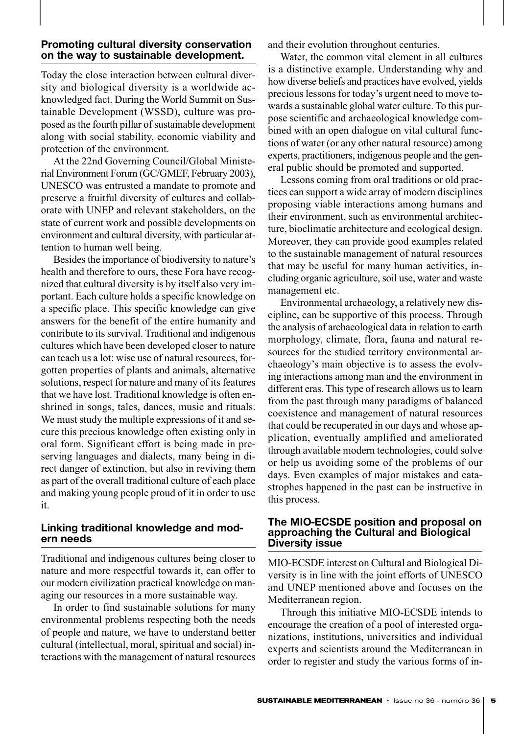## Promoting cultural diversity conservation on the way to sustainable development.

Today the close interaction between cultural diversity and biological diversity is a worldwide acknowledged fact. During the World Summit on Sustainable Development (WSSD), culture was proposed as the fourth pillar of sustainable development along with social stability, economic viability and protection of the environment.

At the 22nd Governing Council/Global Ministerial Environment Forum (GC/GMEF, February 2003), UNESCO was entrusted a mandate to promote and preserve a fruitful diversity of cultures and collaborate with UNEP and relevant stakeholders, on the state of current work and possible developments on environment and cultural diversity, with particular attention to human well being.

Besides the importance of biodiversity to nature's health and therefore to ours, these Fora have recognized that cultural diversity is by itself also very important. Each culture holds a specific knowledge on a specific place. This specific knowledge can give answers for the benefit of the entire humanity and contribute to its survival. Traditional and indigenous cultures which have been developed closer to nature can teach us a lot: wise use of natural resources, forgotten properties of plants and animals, alternative solutions, respect for nature and many of its features that we have lost. Traditional knowledge is often enshrined in songs, tales, dances, music and rituals. We must study the multiple expressions of it and secure this precious knowledge often existing only in oral form. Significant effort is being made in preserving languages and dialects, many being in direct danger of extinction, but also in reviving them as part of the overall traditional culture of each place and making young people proud of it in order to use it.

## Linking traditional knowledge and modern needs

Traditional and indigenous cultures being closer to nature and more respectful towards it, can offer to our modern civilization practical knowledge on managing our resources in a more sustainable way.

In order to find sustainable solutions for many environmental problems respecting both the needs of people and nature, we have to understand better cultural (intellectual, moral, spiritual and social) interactions with the management of natural resources and their evolution throughout centuries.

Water, the common vital element in all cultures is a distinctive example. Understanding why and how diverse beliefs and practices have evolved, yields precious lessons for today's urgent need to move towards a sustainable global water culture. To this purpose scientific and archaeological knowledge combined with an open dialogue on vital cultural functions of water (or any other natural resource) among experts, practitioners, indigenous people and the general public should be promoted and supported.

Lessons coming from oral traditions or old practices can support a wide array of modern disciplines proposing viable interactions among humans and their environment, such as environmental architecture, bioclimatic architecture and ecological design. Moreover, they can provide good examples related to the sustainable management of natural resources that may be useful for many human activities, including organic agriculture, soil use, water and waste management etc.

Environmental archaeology, a relatively new discipline, can be supportive of this process. Through the analysis of archaeological data in relation to earth morphology, climate, flora, fauna and natural resources for the studied territory environmental archaeology's main objective is to assess the evolving interactions among man and the environment in different eras. This type of research allows us to learn from the past through many paradigms of balanced coexistence and management of natural resources that could be recuperated in our days and whose application, eventually amplified and ameliorated through available modern technologies, could solve or help us avoiding some of the problems of our days. Even examples of major mistakes and catastrophes happened in the past can be instructive in this process.

## The MIO-ECSDE position and proposal on approaching the Cultural and Biological Diversity issue

MIO-ECSDE interest on Cultural and Biological Diversity is in line with the joint efforts of UNESCO and UNEP mentioned above and focuses on the Mediterranean region.

Through this initiative MIO-ECSDE intends to encourage the creation of a pool of interested organizations, institutions, universities and individual experts and scientists around the Mediterranean in order to register and study the various forms of in-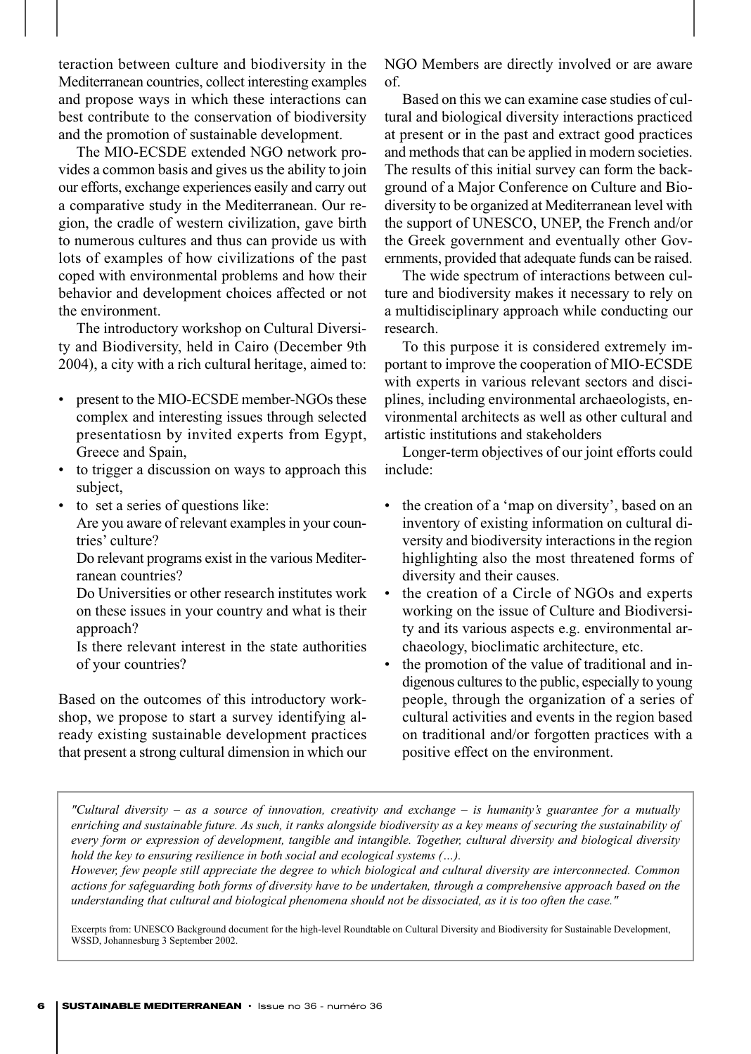teraction between culture and biodiversity in the Mediterranean countries, collect interesting examples and propose ways in which these interactions can best contribute to the conservation of biodiversity and the promotion of sustainable development.

The MIO-ECSDE extended NGO network provides a common basis and gives us the ability to join our efforts, exchange experiences easily and carry out a comparative study in the Mediterranean. Our region, the cradle of western civilization, gave birth to numerous cultures and thus can provide us with lots of examples of how civilizations of the past coped with environmental problems and how their behavior and development choices affected or not the environment.

The introductory workshop on Cultural Diversity and Biodiversity, held in Cairo (December 9th 2004), a city with a rich cultural heritage, aimed to:

- present to the MIO-ECSDE member-NGOs these complex and interesting issues through selected presentatiosn by invited experts from Egypt, Greece and Spain,
- to trigger a discussion on ways to approach this subject,
- to set a series of questions like:
  Are you aware of relevant examples in your countries' culture?
  Do relevant programs exist in the various Mediterranean countries?
  Do Universities or other research institutes work on these issues in your country and what is their approach?
  Is there relevant interest in the state authorities of your countries?

Based on the outcomes of this introductory workshop, we propose to start a survey identifying already existing sustainable development practices that present a strong cultural dimension in which our NGO Members are directly involved or are aware of.

Based on this we can examine case studies of cultural and biological diversity interactions practiced at present or in the past and extract good practices and methods that can be applied in modern societies. The results of this initial survey can form the background of a Major Conference on Culture and Biodiversity to be organized at Mediterranean level with the support of UNESCO, UNEP, the French and/or the Greek government and eventually other Governments, provided that adequate funds can be raised.

The wide spectrum of interactions between culture and biodiversity makes it necessary to rely on a multidisciplinary approach while conducting our research.

To this purpose it is considered extremely important to improve the cooperation of MIO-ECSDE with experts in various relevant sectors and disciplines, including environmental archaeologists, environmental architects as well as other cultural and artistic institutions and stakeholders

Longer-term objectives of our joint efforts could include:

- the creation of a 'map on diversity', based on an inventory of existing information on cultural diversity and biodiversity interactions in the region highlighting also the most threatened forms of diversity and their causes.
- the creation of a Circle of NGOs and experts working on the issue of Culture and Biodiversity and its various aspects e.g. environmental archaeology, bioclimatic architecture, etc.
- the promotion of the value of traditional and indigenous cultures to the public, especially to young people, through the organization of a series of cultural activities and events in the region based on traditional and/or forgotten practices with a positive effect on the environment.

> *"Cultural diversity – as a source of innovation, creativity and exchange – is humanity's guarantee for a mutually enriching and sustainable future. As such, it ranks alongside biodiversity as a key means of securing the sustainability of every form or expression of development, tangible and intangible. Together, cultural diversity and biological diversity hold the key to ensuring resilience in both social and ecological systems (...).*
>
> *However, few people still appreciate the degree to which biological and cultural diversity are interconnected. Common actions for safeguarding both forms of diversity have to be undertaken, through a comprehensive approach based on the understanding that cultural and biological phenomena should not be dissociated, as it is too often the case."*
>
> Excerpts from: UNESCO Background document for the high-level Roundtable on Cultural Diversity and Biodiversity for Sustainable Development, WSSD, Johannesburg 3 September 2002.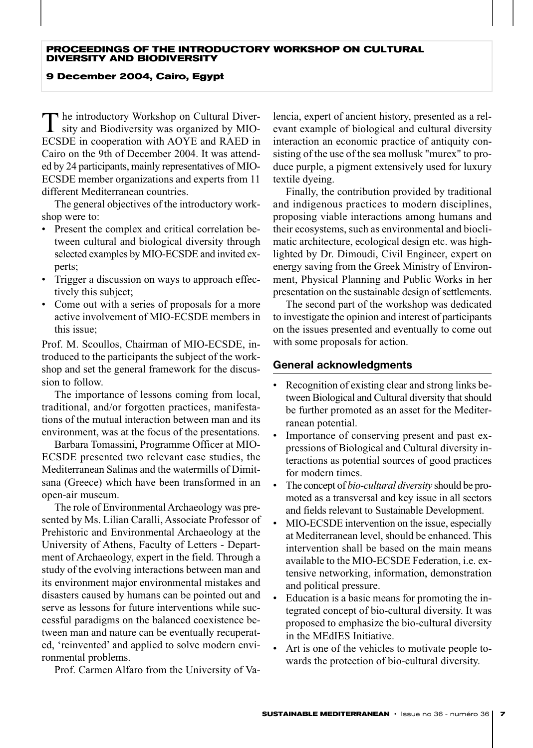**PROCEEDINGS OF THE INTRODUCTORY WORKSHOP ON CULTURAL DIVERSITY AND BIODIVERSITY**

**9 December 2004, Cairo, Egypt**

The introductory Workshop on Cultural Diversity and Biodiversity was organized by MIO-ECSDE in cooperation with AOYE and RAED in Cairo on the 9th of December 2004. It was attended by 24 participants, mainly representatives of MIO-ECSDE member organizations and experts from 11 different Mediterranean countries.

The general objectives of the introductory workshop were to:

- Present the complex and critical correlation between cultural and biological diversity through selected examples by MIO-ECSDE and invited experts;
- Trigger a discussion on ways to approach effectively this subject;
- Come out with a series of proposals for a more active involvement of MIO-ECSDE members in this issue;

Prof. M. Scoullos, Chairman of MIO-ECSDE, introduced to the participants the subject of the workshop and set the general framework for the discussion to follow.

The importance of lessons coming from local, traditional, and/or forgotten practices, manifestations of the mutual interaction between man and its environment, was at the focus of the presentations.

Barbara Tomassini, Programme Officer at MIO-ECSDE presented two relevant case studies, the Mediterranean Salinas and the watermills of Dimitsana (Greece) which have been transformed in an open-air museum.

The role of Environmental Archaeology was presented by Ms. Lilian Caralli, Associate Professor of Prehistoric and Environmental Archaeology at the University of Athens, Faculty of Letters - Department of Archaeology, expert in the field. Through a study of the evolving interactions between man and its environment major environmental mistakes and disasters caused by humans can be pointed out and serve as lessons for future interventions while successful paradigms on the balanced coexistence between man and nature can be eventually recuperated, 'reinvented' and applied to solve modern environmental problems.

Prof. Carmen Alfaro from the University of Valencia, expert of ancient history, presented as a relevant example of biological and cultural diversity interaction an economic practice of antiquity consisting of the use of the sea mollusk "murex" to produce purple, a pigment extensively used for luxury textile dyeing.

Finally, the contribution provided by traditional and indigenous practices to modern disciplines, proposing viable interactions among humans and their ecosystems, such as environmental and bioclimatic architecture, ecological design etc. was highlighted by Dr. Dimoudi, Civil Engineer, expert on energy saving from the Greek Ministry of Environment, Physical Planning and Public Works in her presentation on the sustainable design of settlements.

The second part of the workshop was dedicated to investigate the opinion and interest of participants on the issues presented and eventually to come out with some proposals for action.

## General acknowledgments

- Recognition of existing clear and strong links between Biological and Cultural diversity that should be further promoted as an asset for the Mediterranean potential.
- Importance of conserving present and past expressions of Biological and Cultural diversity interactions as potential sources of good practices for modern times.
- The concept of *bio-cultural diversity* should be promoted as a transversal and key issue in all sectors and fields relevant to Sustainable Development.
- MIO-ECSDE intervention on the issue, especially at Mediterranean level, should be enhanced. This intervention shall be based on the main means available to the MIO-ECSDE Federation, i.e. extensive networking, information, demonstration and political pressure.
- Education is a basic means for promoting the integrated concept of bio-cultural diversity. It was proposed to emphasize the bio-cultural diversity in the MEdIES Initiative.
- Art is one of the vehicles to motivate people towards the protection of bio-cultural diversity.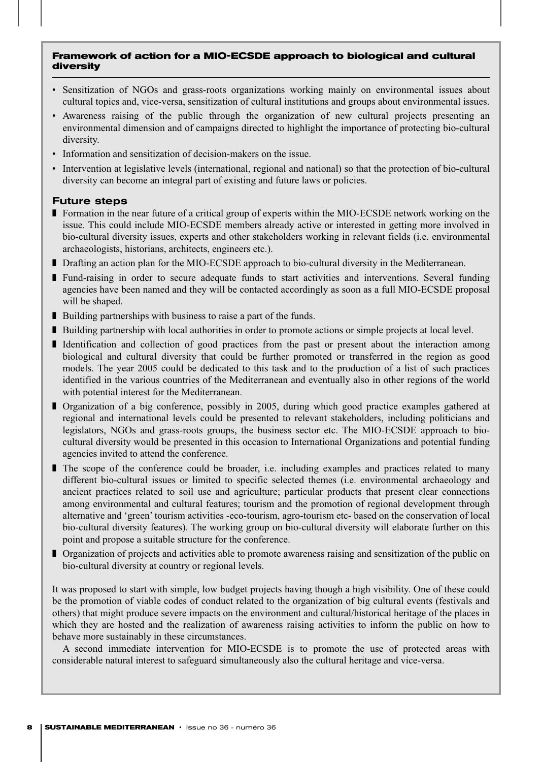### Framework of action for a MIO-ECSDE approach to biological and cultural diversity

- Sensitization of NGOs and grass-roots organizations working mainly on environmental issues about cultural topics and, vice-versa, sensitization of cultural institutions and groups about environmental issues.
- Awareness raising of the public through the organization of new cultural projects presenting an environmental dimension and of campaigns directed to highlight the importance of protecting bio-cultural diversity.
- Information and sensitization of decision-makers on the issue.
- Intervention at legislative levels (international, regional and national) so that the protection of bio-cultural diversity can become an integral part of existing and future laws or policies.

### Future steps

- Formation in the near future of a critical group of experts within the MIO-ECSDE network working on the issue. This could include MIO-ECSDE members already active or interested in getting more involved in bio-cultural diversity issues, experts and other stakeholders working in relevant fields (i.e. environmental archaeologists, historians, architects, engineers etc.).
- Drafting an action plan for the MIO-ECSDE approach to bio-cultural diversity in the Mediterranean.
- Fund-raising in order to secure adequate funds to start activities and interventions. Several funding agencies have been named and they will be contacted accordingly as soon as a full MIO-ECSDE proposal will be shaped.
- Building partnerships with business to raise a part of the funds.
- Building partnership with local authorities in order to promote actions or simple projects at local level.
- Identification and collection of good practices from the past or present about the interaction among biological and cultural diversity that could be further promoted or transferred in the region as good models. The year 2005 could be dedicated to this task and to the production of a list of such practices identified in the various countries of the Mediterranean and eventually also in other regions of the world with potential interest for the Mediterranean.
- Organization of a big conference, possibly in 2005, during which good practice examples gathered at regional and international levels could be presented to relevant stakeholders, including politicians and legislators, NGOs and grass-roots groups, the business sector etc. The MIO-ECSDE approach to bio-cultural diversity would be presented in this occasion to International Organizations and potential funding agencies invited to attend the conference.
- The scope of the conference could be broader, i.e. including examples and practices related to many different bio-cultural issues or limited to specific selected themes (i.e. environmental archaeology and ancient practices related to soil use and agriculture; particular products that present clear connections among environmental and cultural features; tourism and the promotion of regional development through alternative and 'green' tourism activities -eco-tourism, agro-tourism etc- based on the conservation of local bio-cultural diversity features). The working group on bio-cultural diversity will elaborate further on this point and propose a suitable structure for the conference.
- Organization of projects and activities able to promote awareness raising and sensitization of the public on bio-cultural diversity at country or regional levels.

It was proposed to start with simple, low budget projects having though a high visibility. One of these could be the promotion of viable codes of conduct related to the organization of big cultural events (festivals and others) that might produce severe impacts on the environment and cultural/historical heritage of the places in which they are hosted and the realization of awareness raising activities to inform the public on how to behave more sustainably in these circumstances.

A second immediate intervention for MIO-ECSDE is to promote the use of protected areas with considerable natural interest to safeguard simultaneously also the cultural heritage and vice-versa.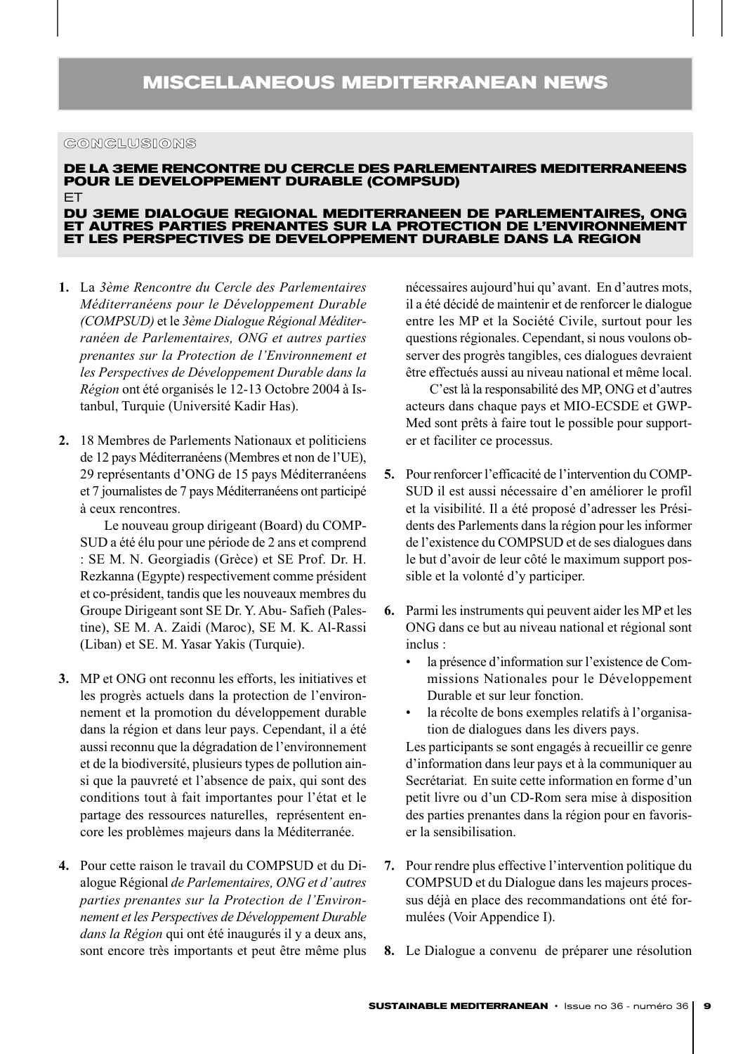# MISCELLANEOUS MEDITERRANEAN NEWS

CONCLUSIONS

## DE LA 3EME RENCONTRE DU CERCLE DES PARLEMENTAIRES MEDITERRANEENS POUR LE DEVELOPPEMENT DURABLE (COMPSUD)

ET

## DU 3EME DIALOGUE REGIONAL MEDITERRANEEN DE PARLEMENTAIRES, ONG ET AUTRES PARTIES PRENANTES SUR LA PROTECTION DE L'ENVIRONNEMENT ET LES PERSPECTIVES DE DEVELOPPEMENT DURABLE DANS LA REGION

**1.** La *3ème Rencontre du Cercle des Parlementaires Méditerranéens pour le Développement Durable (COMPSUD)* et le *3ème Dialogue Régional Méditerranéen de Parlementaires, ONG et autres parties prenantes sur la Protection de l'Environnement et les Perspectives de Développement Durable dans la Région* ont été organisés le 12-13 Octobre 2004 à Istanbul, Turquie (Université Kadir Has).

**2.** 18 Membres de Parlements Nationaux et politiciens de 12 pays Méditerranéens (Membres et non de l'UE), 29 représentants d'ONG de 15 pays Méditerranéens et 7 journalistes de 7 pays Méditerranéens ont participé à ceux rencontres.

Le nouveau group dirigeant (Board) du COMPSUD a été élu pour une période de 2 ans et comprend : SE M. N. Georgiadis (Grèce) et SE Prof. Dr. H. Rezkanna (Egypte) respectivement comme président et co-président, tandis que les nouveaux membres du Groupe Dirigeant sont SE Dr. Y. Abu- Safieh (Palestine), SE M. A. Zaidi (Maroc), SE M. K. Al-Rassi (Liban) et SE. M. Yasar Yakis (Turquie).

**3.** MP et ONG ont reconnu les efforts, les initiatives et les progrès actuels dans la protection de l'environnement et la promotion du développement durable dans la région et dans leur pays. Cependant, il a été aussi reconnu que la dégradation de l'environnement et de la biodiversité, plusieurs types de pollution ainsi que la pauvreté et l'absence de paix, qui sont des conditions tout à fait importantes pour l'état et le partage des ressources naturelles, représentent encore les problèmes majeurs dans la Méditerranée.

**4.** Pour cette raison le travail du COMPSUD et du Dialogue Régional *de Parlementaires, ONG et d'autres parties prenantes sur la Protection de l'Environnement et les Perspectives de Développement Durable dans la Région* qui ont été inaugurés il y a deux ans, sont encore très importants et peut être même plus nécessaires aujourd'hui qu' avant. En d'autres mots, il a été décidé de maintenir et de renforcer le dialogue entre les MP et la Société Civile, surtout pour les questions régionales. Cependant, si nous voulons observer des progrès tangibles, ces dialogues devraient être effectués aussi au niveau national et même local.

C'est là la responsabilité des MP, ONG et d'autres acteurs dans chaque pays et MIO-ECSDE et GWP-Med sont prêts à faire tout le possible pour supporter et faciliter ce processus.

**5.** Pour renforcer l'efficacité de l'intervention du COMPSUD il est aussi nécessaire d'en améliorer le profil et la visibilité. Il a été proposé d'adresser les Présidents des Parlements dans la région pour les informer de l'existence du COMPSUD et de ses dialogues dans le but d'avoir de leur côté le maximum support possible et la volonté d'y participer.

**6.** Parmi les instruments qui peuvent aider les MP et les ONG dans ce but au niveau national et régional sont inclus :

- la présence d'information sur l'existence de Commissions Nationales pour le Développement Durable et sur leur fonction.
- la récolte de bons exemples relatifs à l'organisation de dialogues dans les divers pays.

Les participants se sont engagés à recueillir ce genre d'information dans leur pays et à la communiquer au Secrétariat. En suite cette information en forme d'un petit livre ou d'un CD-Rom sera mise à disposition des parties prenantes dans la région pour en favoriser la sensibilisation.

**7.** Pour rendre plus effective l'intervention politique du COMPSUD et du Dialogue dans les majeurs processus déjà en place des recommandations ont été formulées (Voir Appendice I).

**8.** Le Dialogue a convenu de préparer une résolution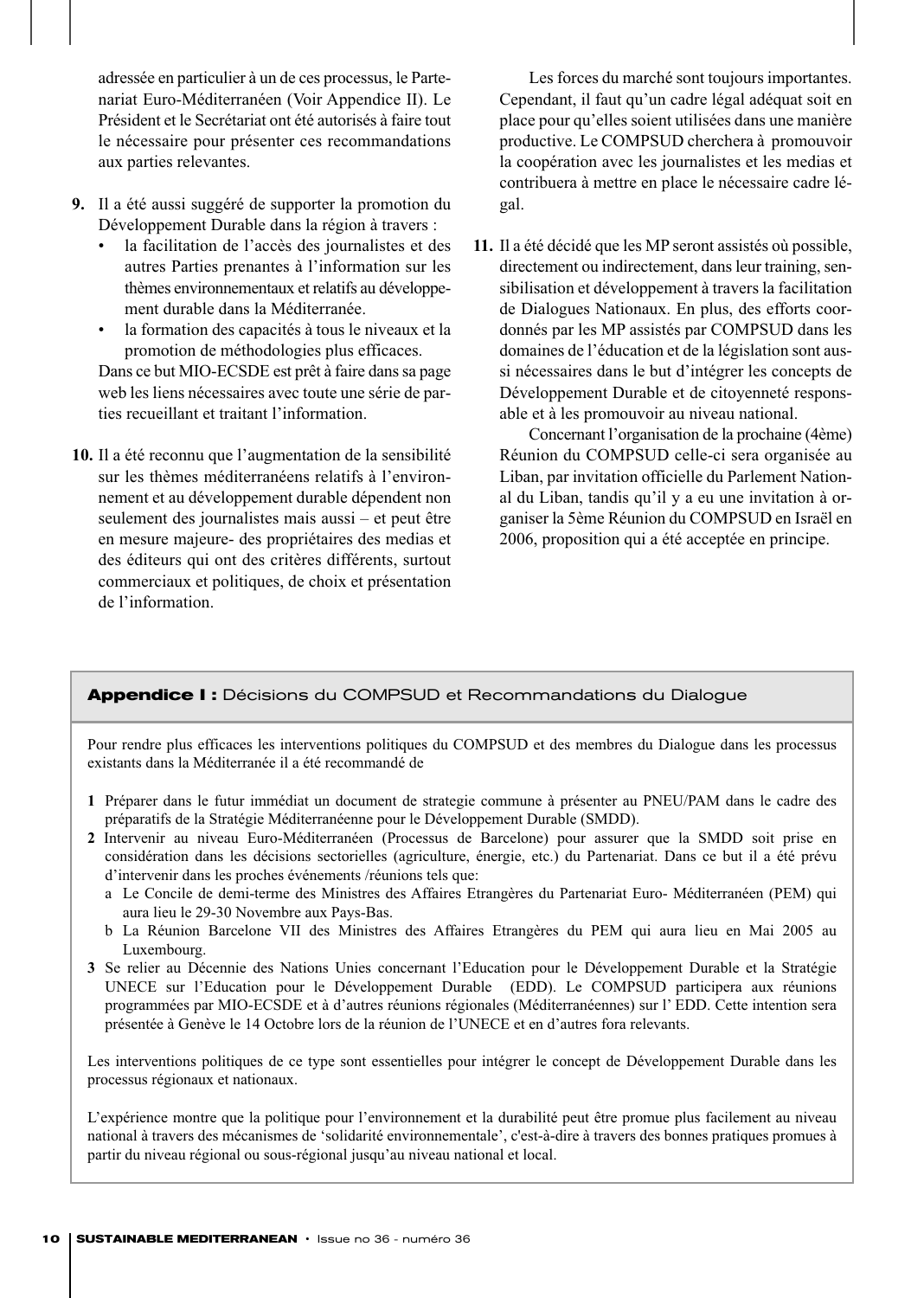adressée en particulier à un de ces processus, le Partenariat Euro-Méditerranéen (Voir Appendice II). Le Président et le Secrétariat ont été autorisés à faire tout le nécessaire pour présenter ces recommandations aux parties relevantes.

**9.** Il a été aussi suggéré de supporter la promotion du Développement Durable dans la région à travers :
- la facilitation de l'accès des journalistes et des autres Parties prenantes à l'information sur les thèmes environnementaux et relatifs au développement durable dans la Méditerranée.
- la formation des capacités à tous le niveaux et la promotion de méthodologies plus efficaces.

Dans ce but MIO-ECSDE est prêt à faire dans sa page web les liens nécessaires avec toute une série de parties recueillant et traitant l'information.

**10.** Il a été reconnu que l'augmentation de la sensibilité sur les thèmes méditerranéens relatifs à l'environnement et au développement durable dépendent non seulement des journalistes mais aussi – et peut être en mesure majeure- des propriétaires des medias et des éditeurs qui ont des critères différents, surtout commerciaux et politiques, de choix et présentation de l'information.

Les forces du marché sont toujours importantes. Cependant, il faut qu'un cadre légal adéquat soit en place pour qu'elles soient utilisées dans une manière productive. Le COMPSUD cherchera à promouvoir la coopération avec les journalistes et les medias et contribuera à mettre en place le nécessaire cadre légal.

**11.** Il a été décidé que les MP seront assistés où possible, directement ou indirectement, dans leur training, sensibilisation et développement à travers la facilitation de Dialogues Nationaux. En plus, des efforts coordonnés par les MP assistés par COMPSUD dans les domaines de l'éducation et de la législation sont aussi nécessaires dans le but d'intégrer les concepts de Développement Durable et de citoyenneté responsable et à les promouvoir au niveau national.

Concernant l'organisation de la prochaine (4ème) Réunion du COMPSUD celle-ci sera organisée au Liban, par invitation officielle du Parlement National du Liban, tandis qu'il y a eu une invitation à organiser la 5ème Réunion du COMPSUD en Israël en 2006, proposition qui a été acceptée en principe.

### **Appendice I :** Décisions du COMPSUD et Recommandations du Dialogue

Pour rendre plus efficaces les interventions politiques du COMPSUD et des membres du Dialogue dans les processus existants dans la Méditerranée il a été recommandé de

**1** Préparer dans le futur immédiat un document de strategie commune à présenter au PNEU/PAM dans le cadre des préparatifs de la Stratégie Méditerranéenne pour le Développement Durable (SMDD).

**2** Intervenir au niveau Euro-Méditerranéen (Processus de Barcelone) pour assurer que la SMDD soit prise en considération dans les décisions sectorielles (agriculture, énergie, etc.) du Partenariat. Dans ce but il a été prévu d'intervenir dans les proches événements /réunions tels que:

a Le Concile de demi-terme des Ministres des Affaires Etrangères du Partenariat Euro- Méditerranéen (PEM) qui aura lieu le 29-30 Novembre aux Pays-Bas.

b La Réunion Barcelone VII des Ministres des Affaires Etrangères du PEM qui aura lieu en Mai 2005 au Luxembourg.

**3** Se relier au Décennie des Nations Unies concernant l'Education pour le Développement Durable et la Stratégie UNECE sur l'Education pour le Développement Durable (EDD). Le COMPSUD participera aux réunions programmées par MIO-ECSDE et à d'autres réunions régionales (Méditerranéennes) sur l' EDD. Cette intention sera présentée à Genève le 14 Octobre lors de la réunion de l'UNECE et en d'autres fora relevants.

Les interventions politiques de ce type sont essentielles pour intégrer le concept de Développement Durable dans les processus régionaux et nationaux.

L'expérience montre que la politique pour l'environnement et la durabilité peut être promue plus facilement au niveau national à travers des mécanismes de 'solidarité environnementale', c'est-à-dire à travers des bonnes pratiques promues à partir du niveau régional ou sous-régional jusqu'au niveau national et local.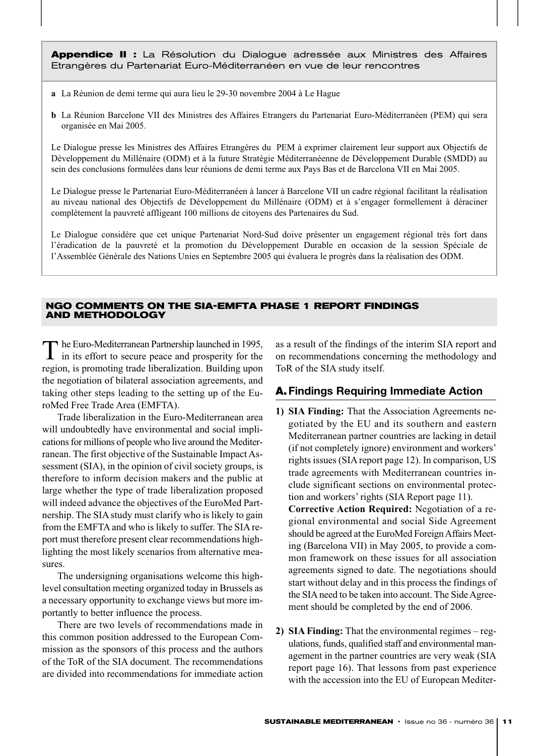**Appendice II :** La Résolution du Dialogue adressée aux Ministres des Affaires Etrangères du Partenariat Euro-Méditerranéen en vue de leur rencontres

**a** La Réunion de demi terme qui aura lieu le 29-30 novembre 2004 à Le Hague

**b** La Réunion Barcelone VII des Ministres des Affaires Etrangers du Partenariat Euro-Méditerranéen (PEM) qui sera organisée en Mai 2005.

Le Dialogue presse les Ministres des Affaires Etrangères du PEM à exprimer clairement leur support aux Objectifs de Développement du Millénaire (ODM) et à la future Stratégie Méditerranéenne de Développement Durable (SMDD) au sein des conclusions formulées dans leur réunions de demi terme aux Pays Bas et de Barcelona VII en Mai 2005.

Le Dialogue presse le Partenariat Euro-Méditerranéen à lancer à Barcelone VII un cadre régional facilitant la réalisation au niveau national des Objectifs de Développement du Millénaire (ODM) et à s'engager formellement à déraciner complètement la pauvreté affligeant 100 millions de citoyens des Partenaires du Sud.

Le Dialogue considère que cet unique Partenariat Nord-Sud doive présenter un engagement régional très fort dans l'éradication de la pauvreté et la promotion du Développement Durable en occasion de la session Spéciale de l'Assemblée Générale des Nations Unies en Septembre 2005 qui évaluera le progrès dans la réalisation des ODM.

## NGO COMMENTS ON THE SIA-EMFTA PHASE 1 REPORT FINDINGS AND METHODOLOGY

The Euro-Mediterranean Partnership launched in 1995, in its effort to secure peace and prosperity for the region, is promoting trade liberalization. Building upon the negotiation of bilateral association agreements, and taking other steps leading to the setting up of the EuroMed Free Trade Area (EMFTA).

Trade liberalization in the Euro-Mediterranean area will undoubtedly have environmental and social implications for millions of people who live around the Mediterranean. The first objective of the Sustainable Impact Assessment (SIA), in the opinion of civil society groups, is therefore to inform decision makers and the public at large whether the type of trade liberalization proposed will indeed advance the objectives of the EuroMed Partnership. The SIA study must clarify who is likely to gain from the EMFTA and who is likely to suffer. The SIA report must therefore present clear recommendations highlighting the most likely scenarios from alternative measures.

The undersigning organisations welcome this high-level consultation meeting organized today in Brussels as a necessary opportunity to exchange views but more importantly to better influence the process.

There are two levels of recommendations made in this common position addressed to the European Commission as the sponsors of this process and the authors of the ToR of the SIA document. The recommendations are divided into recommendations for immediate action as a result of the findings of the interim SIA report and on recommendations concerning the methodology and ToR of the SIA study itself.

### A. Findings Requiring Immediate Action

1) **SIA Finding:** That the Association Agreements negotiated by the EU and its southern and eastern Mediterranean partner countries are lacking in detail (if not completely ignore) environment and workers' rights issues (SIA report page 12). In comparison, US trade agreements with Mediterranean countries include significant sections on environmental protection and workers' rights (SIA Report page 11).
   **Corrective Action Required:** Negotiation of a regional environmental and social Side Agreement should be agreed at the EuroMed Foreign Affairs Meeting (Barcelona VII) in May 2005, to provide a common framework on these issues for all association agreements signed to date. The negotiations should start without delay and in this process the findings of the SIA need to be taken into account. The Side Agreement should be completed by the end of 2006.

2) **SIA Finding:** That the environmental regimes – regulations, funds, qualified staff and environmental management in the partner countries are very weak (SIA report page 16). That lessons from past experience with the accession into the EU of European Mediter-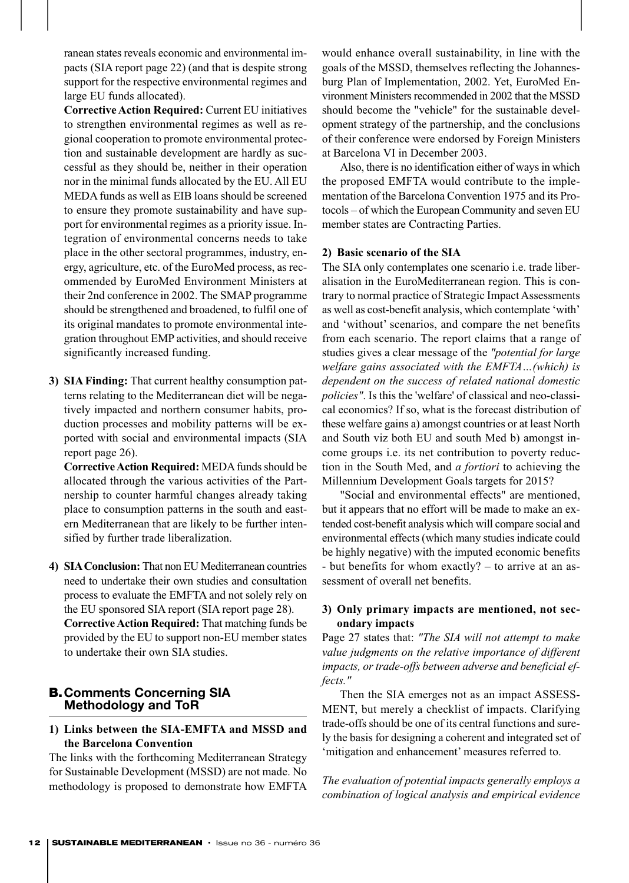ranean states reveals economic and environmental impacts (SIA report page 22) (and that is despite strong support for the respective environmental regimes and large EU funds allocated).

**Corrective Action Required:** Current EU initiatives to strengthen environmental regimes as well as regional cooperation to promote environmental protection and sustainable development are hardly as successful as they should be, neither in their operation nor in the minimal funds allocated by the EU. All EU MEDA funds as well as EIB loans should be screened to ensure they promote sustainability and have support for environmental regimes as a priority issue. Integration of environmental concerns needs to take place in the other sectoral programmes, industry, energy, agriculture, etc. of the EuroMed process, as recommended by EuroMed Environment Ministers at their 2nd conference in 2002. The SMAP programme should be strengthened and broadened, to fulfil one of its original mandates to promote environmental integration throughout EMP activities, and should receive significantly increased funding.

3) **SIA Finding:** That current healthy consumption patterns relating to the Mediterranean diet will be negatively impacted and northern consumer habits, production processes and mobility patterns will be exported with social and environmental impacts (SIA report page 26).

   **Corrective Action Required:** MEDA funds should be allocated through the various activities of the Partnership to counter harmful changes already taking place to consumption patterns in the south and eastern Mediterranean that are likely to be further intensified by further trade liberalization.

4) **SIA Conclusion:** That non EU Mediterranean countries need to undertake their own studies and consultation process to evaluate the EMFTA and not solely rely on the EU sponsored SIA report (SIA report page 28).

   **Corrective Action Required:** That matching funds be provided by the EU to support non-EU member states to undertake their own SIA studies.

## B. Comments Concerning SIA Methodology and ToR

### 1) Links between the SIA-EMFTA and MSSD and the Barcelona Convention

The links with the forthcoming Mediterranean Strategy for Sustainable Development (MSSD) are not made. No methodology is proposed to demonstrate how EMFTA would enhance overall sustainability, in line with the goals of the MSSD, themselves reflecting the Johannesburg Plan of Implementation, 2002. Yet, EuroMed Environment Ministers recommended in 2002 that the MSSD should become the "vehicle" for the sustainable development strategy of the partnership, and the conclusions of their conference were endorsed by Foreign Ministers at Barcelona VI in December 2003.

Also, there is no identification either of ways in which the proposed EMFTA would contribute to the implementation of the Barcelona Convention 1975 and its Protocols – of which the European Community and seven EU member states are Contracting Parties.

### 2) Basic scenario of the SIA

The SIA only contemplates one scenario i.e. trade liberalisation in the EuroMediterranean region. This is contrary to normal practice of Strategic Impact Assessments as well as cost-benefit analysis, which contemplate 'with' and 'without' scenarios, and compare the net benefits from each scenario. The report claims that a range of studies gives a clear message of the *"potential for large welfare gains associated with the EMFTA…(which) is dependent on the success of related national domestic policies"*. Is this the 'welfare' of classical and neo-classical economics? If so, what is the forecast distribution of these welfare gains a) amongst countries or at least North and South viz both EU and south Med b) amongst income groups i.e. its net contribution to poverty reduction in the South Med, and *a fortiori* to achieving the Millennium Development Goals targets for 2015?

"Social and environmental effects" are mentioned, but it appears that no effort will be made to make an extended cost-benefit analysis which will compare social and environmental effects (which many studies indicate could be highly negative) with the imputed economic benefits - but benefits for whom exactly? – to arrive at an assessment of overall net benefits.

### 3) Only primary impacts are mentioned, not secondary impacts

Page 27 states that: *"The SIA will not attempt to make value judgments on the relative importance of different impacts, or trade-offs between adverse and beneficial effects."*

Then the SIA emerges not as an impact ASSESSMENT, but merely a checklist of impacts. Clarifying trade-offs should be one of its central functions and surely the basis for designing a coherent and integrated set of 'mitigation and enhancement' measures referred to.

*The evaluation of potential impacts generally employs a combination of logical analysis and empirical evidence*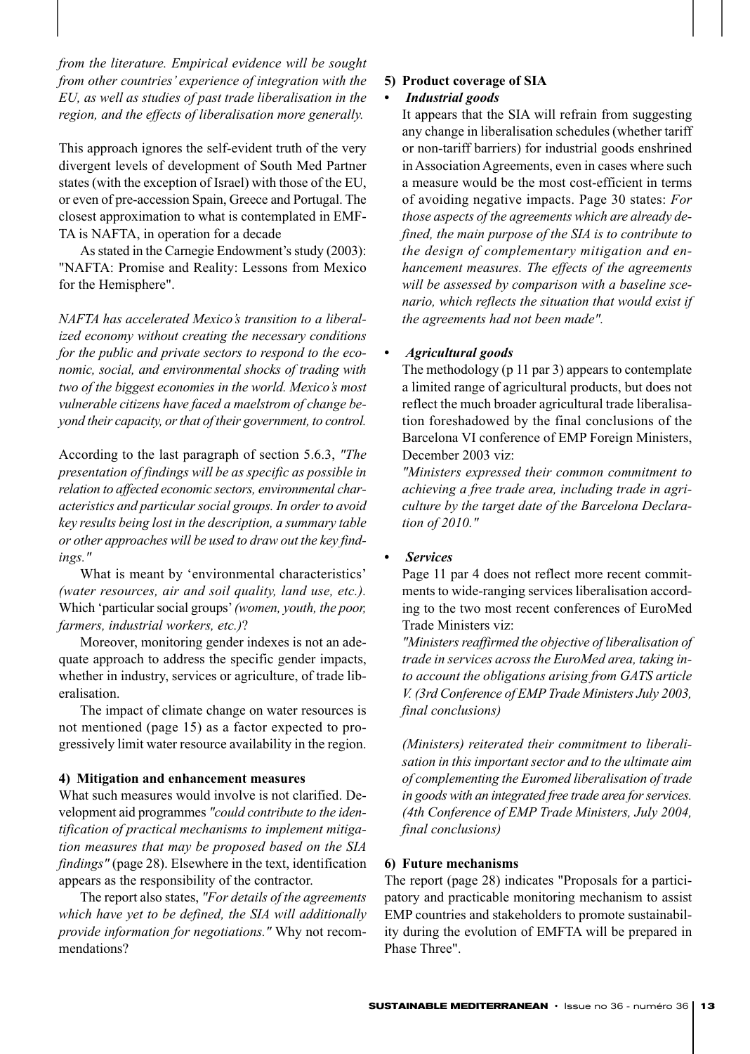*from the literature. Empirical evidence will be sought from other countries' experience of integration with the EU, as well as studies of past trade liberalisation in the region, and the effects of liberalisation more generally.*

This approach ignores the self-evident truth of the very divergent levels of development of South Med Partner states (with the exception of Israel) with those of the EU, or even of pre-accession Spain, Greece and Portugal. The closest approximation to what is contemplated in EMFTA is NAFTA, in operation for a decade

As stated in the Carnegie Endowment's study (2003): "NAFTA: Promise and Reality: Lessons from Mexico for the Hemisphere".

*NAFTA has accelerated Mexico's transition to a liberalized economy without creating the necessary conditions for the public and private sectors to respond to the economic, social, and environmental shocks of trading with two of the biggest economies in the world. Mexico's most vulnerable citizens have faced a maelstrom of change beyond their capacity, or that of their government, to control.*

According to the last paragraph of section 5.6.3, *"The presentation of findings will be as specific as possible in relation to affected economic sectors, environmental characteristics and particular social groups. In order to avoid key results being lost in the description, a summary table or other approaches will be used to draw out the key findings."*

What is meant by 'environmental characteristics' *(water resources, air and soil quality, land use, etc.).* Which 'particular social groups' *(women, youth, the poor, farmers, industrial workers, etc.)*?

Moreover, monitoring gender indexes is not an adequate approach to address the specific gender impacts, whether in industry, services or agriculture, of trade liberalisation.

The impact of climate change on water resources is not mentioned (page 15) as a factor expected to progressively limit water resource availability in the region.

**4) Mitigation and enhancement measures**

What such measures would involve is not clarified. Development aid programmes *"could contribute to the identification of practical mechanisms to implement mitigation measures that may be proposed based on the SIA findings"* (page 28). Elsewhere in the text, identification appears as the responsibility of the contractor.

The report also states, *"For details of the agreements which have yet to be defined, the SIA will additionally provide information for negotiations."* Why not recommendations?

**5) Product coverage of SIA**

- ***Industrial goods***

  It appears that the SIA will refrain from suggesting any change in liberalisation schedules (whether tariff or non-tariff barriers) for industrial goods enshrined in Association Agreements, even in cases where such a measure would be the most cost-efficient in terms of avoiding negative impacts. Page 30 states: *For those aspects of the agreements which are already defined, the main purpose of the SIA is to contribute to the design of complementary mitigation and enhancement measures. The effects of the agreements will be assessed by comparison with a baseline scenario, which reflects the situation that would exist if the agreements had not been made".*

- ***Agricultural goods***

  The methodology (p 11 par 3) appears to contemplate a limited range of agricultural products, but does not reflect the much broader agricultural trade liberalisation foreshadowed by the final conclusions of the Barcelona VI conference of EMP Foreign Ministers, December 2003 viz:

  *"Ministers expressed their common commitment to achieving a free trade area, including trade in agriculture by the target date of the Barcelona Declaration of 2010."*

- ***Services***

  Page 11 par 4 does not reflect more recent commitments to wide-ranging services liberalisation according to the two most recent conferences of EuroMed Trade Ministers viz:

  *"Ministers reaffirmed the objective of liberalisation of trade in services across the EuroMed area, taking into account the obligations arising from GATS article V. (3rd Conference of EMP Trade Ministers July 2003, final conclusions)*

  *(Ministers) reiterated their commitment to liberalisation in this important sector and to the ultimate aim of complementing the Euromed liberalisation of trade in goods with an integrated free trade area for services. (4th Conference of EMP Trade Ministers, July 2004, final conclusions)*

**6) Future mechanisms**

The report (page 28) indicates "Proposals for a participatory and practicable monitoring mechanism to assist EMP countries and stakeholders to promote sustainability during the evolution of EMFTA will be prepared in Phase Three".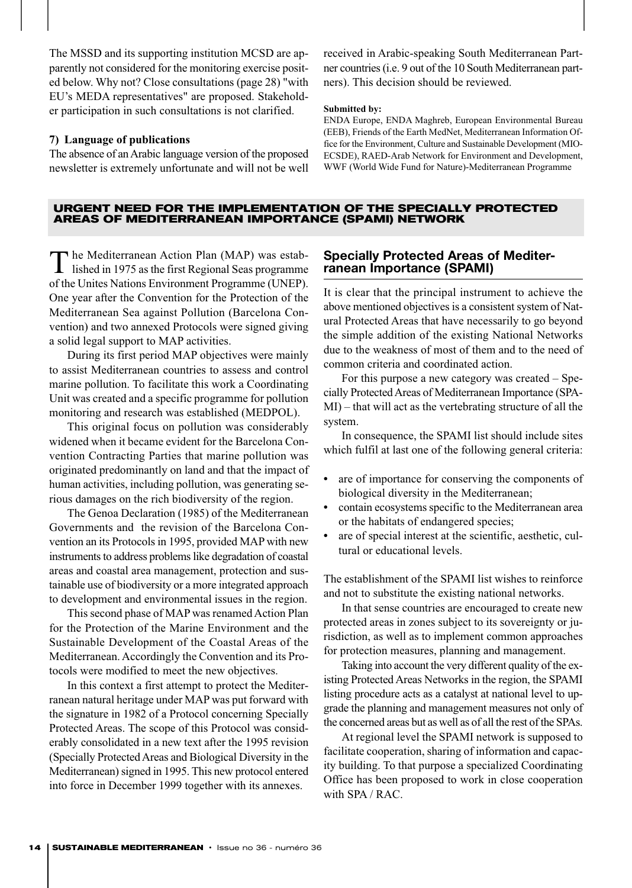The MSSD and its supporting institution MCSD are apparently not considered for the monitoring exercise posited below. Why not? Close consultations (page 28) "with EU's MEDA representatives" are proposed. Stakeholder participation in such consultations is not clarified.

**7) Language of publications**

The absence of an Arabic language version of the proposed newsletter is extremely unfortunate and will not be well received in Arabic-speaking South Mediterranean Partner countries (i.e. 9 out of the 10 South Mediterranean partners). This decision should be reviewed.

**Submitted by:**
ENDA Europe, ENDA Maghreb, European Environmental Bureau (EEB), Friends of the Earth MedNet, Mediterranean Information Office for the Environment, Culture and Sustainable Development (MIO-ECSDE), RAED-Arab Network for Environment and Development, WWF (World Wide Fund for Nature)-Mediterranean Programme

## URGENT NEED FOR THE IMPLEMENTATION OF THE SPECIALLY PROTECTED AREAS OF MEDITERRANEAN IMPORTANCE (SPAMI) NETWORK

The Mediterranean Action Plan (MAP) was established in 1975 as the first Regional Seas programme of the Unites Nations Environment Programme (UNEP). One year after the Convention for the Protection of the Mediterranean Sea against Pollution (Barcelona Convention) and two annexed Protocols were signed giving a solid legal support to MAP activities.

During its first period MAP objectives were mainly to assist Mediterranean countries to assess and control marine pollution. To facilitate this work a Coordinating Unit was created and a specific programme for pollution monitoring and research was established (MEDPOL).

This original focus on pollution was considerably widened when it became evident for the Barcelona Convention Contracting Parties that marine pollution was originated predominantly on land and that the impact of human activities, including pollution, was generating serious damages on the rich biodiversity of the region.

The Genoa Declaration (1985) of the Mediterranean Governments and the revision of the Barcelona Convention an its Protocols in 1995, provided MAP with new instruments to address problems like degradation of coastal areas and coastal area management, protection and sustainable use of biodiversity or a more integrated approach to development and environmental issues in the region.

This second phase of MAP was renamed Action Plan for the Protection of the Marine Environment and the Sustainable Development of the Coastal Areas of the Mediterranean. Accordingly the Convention and its Protocols were modified to meet the new objectives.

In this context a first attempt to protect the Mediterranean natural heritage under MAP was put forward with the signature in 1982 of a Protocol concerning Specially Protected Areas. The scope of this Protocol was considerably consolidated in a new text after the 1995 revision (Specially Protected Areas and Biological Diversity in the Mediterranean) signed in 1995. This new protocol entered into force in December 1999 together with its annexes.

### Specially Protected Areas of Mediterranean Importance (SPAMI)

It is clear that the principal instrument to achieve the above mentioned objectives is a consistent system of Natural Protected Areas that have necessarily to go beyond the simple addition of the existing National Networks due to the weakness of most of them and to the need of common criteria and coordinated action.

For this purpose a new category was created – Specially Protected Areas of Mediterranean Importance (SPAMI) – that will act as the vertebrating structure of all the system.

In consequence, the SPAMI list should include sites which fulfil at last one of the following general criteria:

- are of importance for conserving the components of biological diversity in the Mediterranean;
- contain ecosystems specific to the Mediterranean area or the habitats of endangered species;
- are of special interest at the scientific, aesthetic, cultural or educational levels.

The establishment of the SPAMI list wishes to reinforce and not to substitute the existing national networks.

In that sense countries are encouraged to create new protected areas in zones subject to its sovereignty or jurisdiction, as well as to implement common approaches for protection measures, planning and management.

Taking into account the very different quality of the existing Protected Areas Networks in the region, the SPAMI listing procedure acts as a catalyst at national level to upgrade the planning and management measures not only of the concerned areas but as well as of all the rest of the SPAs.

At regional level the SPAMI network is supposed to facilitate cooperation, sharing of information and capacity building. To that purpose a specialized Coordinating Office has been proposed to work in close cooperation with SPA / RAC.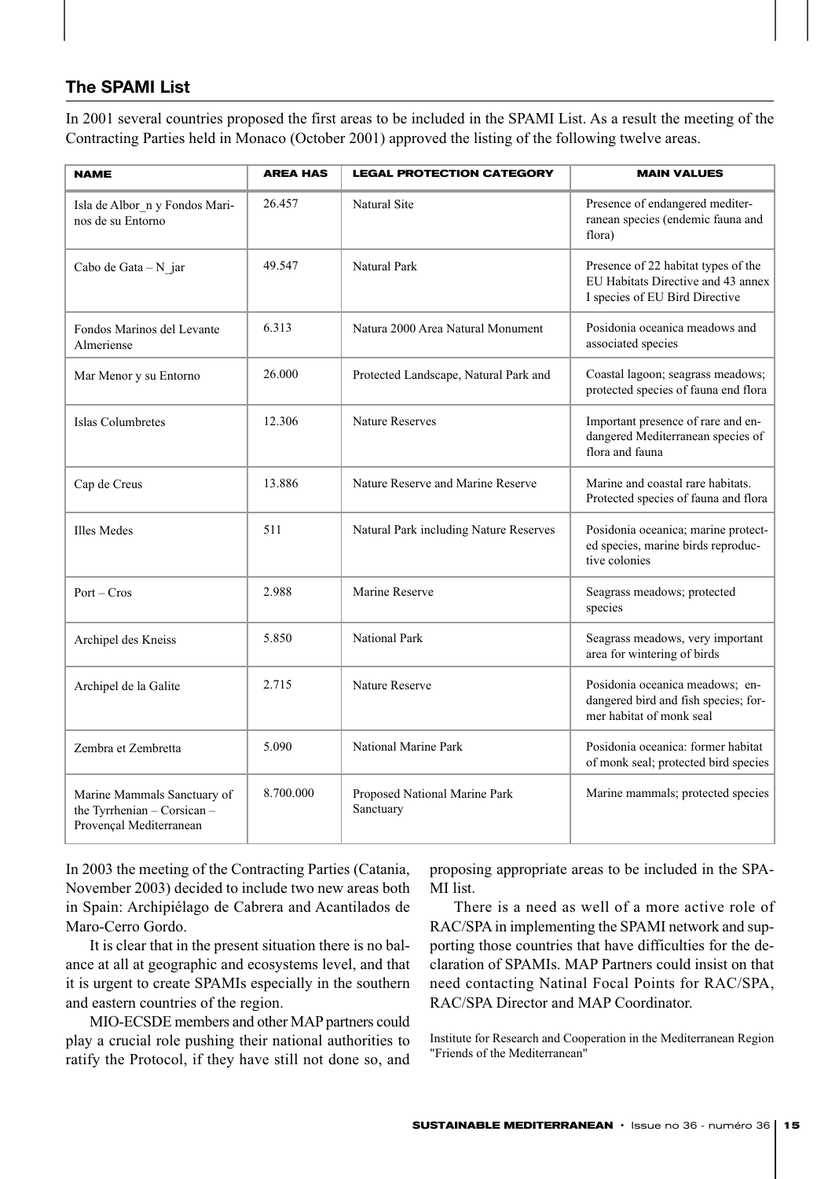## The SPAMI List

In 2001 several countries proposed the first areas to be included in the SPAMI List. As a result the meeting of the Contracting Parties held in Monaco (October 2001) approved the listing of the following twelve areas.

| NAME | AREA HAS | LEGAL PROTECTION CATEGORY | MAIN VALUES |
|---|---|---|---|
| Isla de Albor_n y Fondos Marinos de su Entorno | 26.457 | Natural Site | Presence of endangered mediterranean species (endemic fauna and flora) |
| Cabo de Gata – N_jar | 49.547 | Natural Park | Presence of 22 habitat types of the EU Habitats Directive and 43 annex I species of EU Bird Directive |
| Fondos Marinos del Levante Almeriense | 6.313 | Natura 2000 Area Natural Monument | Posidonia oceanica meadows and associated species |
| Mar Menor y su Entorno | 26.000 | Protected Landscape, Natural Park and | Coastal lagoon; seagrass meadows; protected species of fauna end flora |
| Islas Columbretes | 12.306 | Nature Reserves | Important presence of rare and endangered Mediterranean species of flora and fauna |
| Cap de Creus | 13.886 | Nature Reserve and Marine Reserve | Marine and coastal rare habitats. Protected species of fauna and flora |
| Illes Medes | 511 | Natural Park including Nature Reserves | Posidonia oceanica; marine protected species, marine birds reproductive colonies |
| Port – Cros | 2.988 | Marine Reserve | Seagrass meadows; protected species |
| Archipel des Kneiss | 5.850 | National Park | Seagrass meadows, very important area for wintering of birds |
| Archipel de la Galite | 2.715 | Nature Reserve | Posidonia oceanica meadows; endangered bird and fish species; former habitat of monk seal |
| Zembra et Zembretta | 5.090 | National Marine Park | Posidonia oceanica: former habitat of monk seal; protected bird species |
| Marine Mammals Sanctuary of the Tyrrhenian – Corsican – Provençal Mediterranean | 8.700.000 | Proposed National Marine Park Sanctuary | Marine mammals; protected species |

In 2003 the meeting of the Contracting Parties (Catania, November 2003) decided to include two new areas both in Spain: Archipiélago de Cabrera and Acantilados de Maro-Cerro Gordo.

It is clear that in the present situation there is no balance at all at geographic and ecosystems level, and that it is urgent to create SPAMIs especially in the southern and eastern countries of the region.

MIO-ECSDE members and other MAP partners could play a crucial role pushing their national authorities to ratify the Protocol, if they have still not done so, and proposing appropriate areas to be included in the SPAMI list.

There is a need as well of a more active role of RAC/SPA in implementing the SPAMI network and supporting those countries that have difficulties for the declaration of SPAMIs. MAP Partners could insist on that need contacting Natinal Focal Points for RAC/SPA, RAC/SPA Director and MAP Coordinator.

Institute for Research and Cooperation in the Mediterranean Region "Friends of the Mediterranean"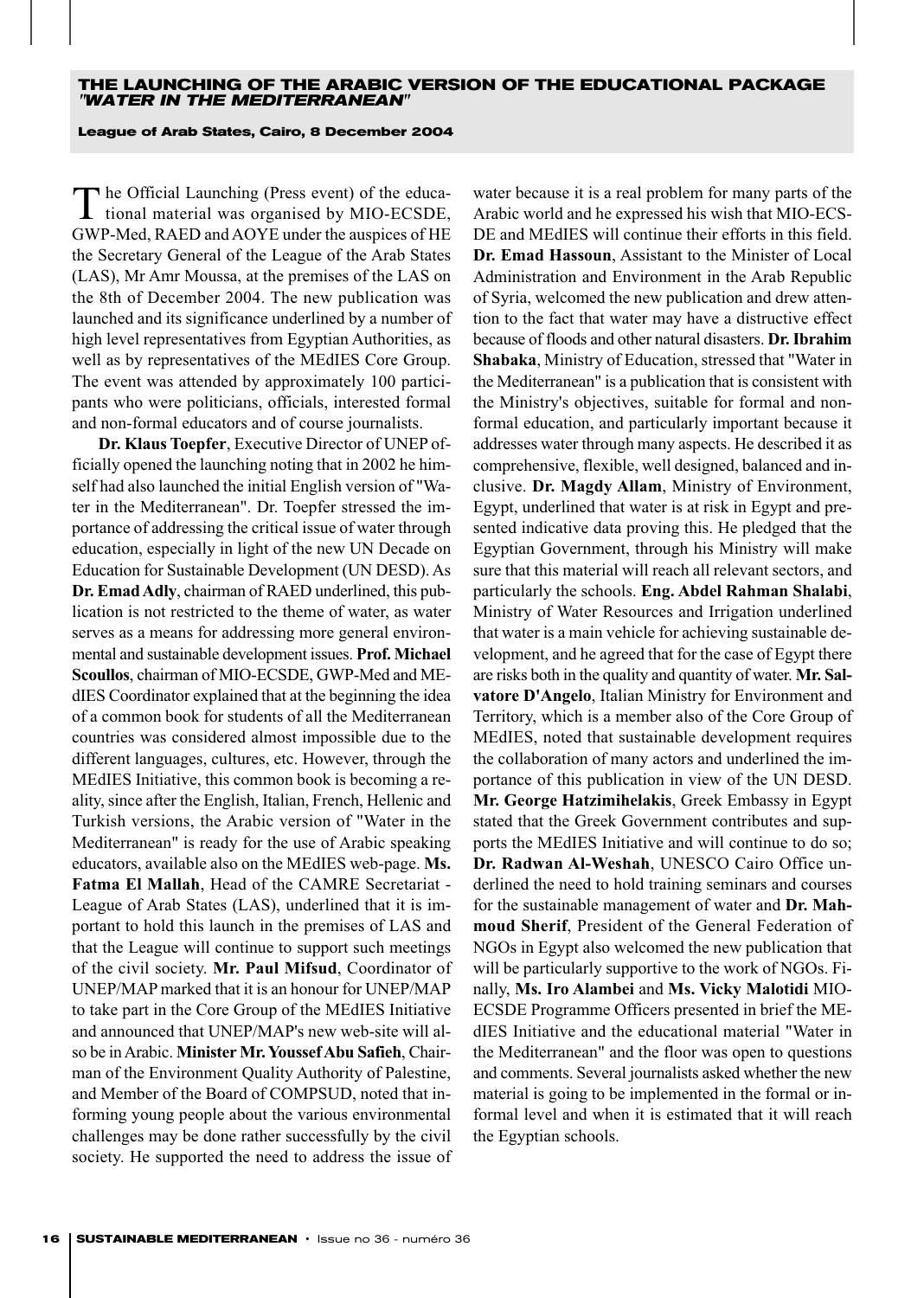## THE LAUNCHING OF THE ARABIC VERSION OF THE EDUCATIONAL PACKAGE *"WATER IN THE MEDITERRANEAN"*

**League of Arab States, Cairo, 8 December 2004**

The Official Launching (Press event) of the educational material was organised by MIO-ECSDE, GWP-Med, RAED and AOYE under the auspices of HE the Secretary General of the League of the Arab States (LAS), Mr Amr Moussa, at the premises of the LAS on the 8th of December 2004. The new publication was launched and its significance underlined by a number of high level representatives from Egyptian Authorities, as well as by representatives of the MEdIES Core Group. The event was attended by approximately 100 participants who were politicians, officials, interested formal and non-formal educators and of course journalists.

**Dr. Klaus Toepfer**, Executive Director of UNEP officially opened the launching noting that in 2002 he himself had also launched the initial English version of "Water in the Mediterranean". Dr. Toepfer stressed the importance of addressing the critical issue of water through education, especially in light of the new UN Decade on Education for Sustainable Development (UN DESD). As **Dr. Emad Adly**, chairman of RAED underlined, this publication is not restricted to the theme of water, as water serves as a means for addressing more general environmental and sustainable development issues. **Prof. Michael Scoullos**, chairman of MIO-ECSDE, GWP-Med and MEdIES Coordinator explained that at the beginning the idea of a common book for students of all the Mediterranean countries was considered almost impossible due to the different languages, cultures, etc. However, through the MEdIES Initiative, this common book is becoming a reality, since after the English, Italian, French, Hellenic and Turkish versions, the Arabic version of "Water in the Mediterranean" is ready for the use of Arabic speaking educators, available also on the MEdIES web-page. **Ms. Fatma El Mallah**, Head of the CAMRE Secretariat - League of Arab States (LAS), underlined that it is important to hold this launch in the premises of LAS and that the League will continue to support such meetings of the civil society. **Mr. Paul Mifsud**, Coordinator of UNEP/MAP marked that it is an honour for UNEP/MAP to take part in the Core Group of the MEdIES Initiative and announced that UNEP/MAP's new web-site will also be in Arabic. **Minister Mr. Youssef Abu Safieh**, Chairman of the Environment Quality Authority of Palestine, and Member of the Board of COMPSUD, noted that informing young people about the various environmental challenges may be done rather successfully by the civil society. He supported the need to address the issue of water because it is a real problem for many parts of the Arabic world and he expressed his wish that MIO-ECSDE and MEdIES will continue their efforts in this field. **Dr. Emad Hassoun**, Assistant to the Minister of Local Administration and Environment in the Arab Republic of Syria, welcomed the new publication and drew attention to the fact that water may have a distructive effect because of floods and other natural disasters. **Dr. Ibrahim Shabaka**, Ministry of Education, stressed that "Water in the Mediterranean" is a publication that is consistent with the Ministry's objectives, suitable for formal and non-formal education, and particularly important because it addresses water through many aspects. He described it as comprehensive, flexible, well designed, balanced and inclusive. **Dr. Magdy Allam**, Ministry of Environment, Egypt, underlined that water is at risk in Egypt and presented indicative data proving this. He pledged that the Egyptian Government, through his Ministry will make sure that this material will reach all relevant sectors, and particularly the schools. **Eng. Abdel Rahman Shalabi**, Ministry of Water Resources and Irrigation underlined that water is a main vehicle for achieving sustainable development, and he agreed that for the case of Egypt there are risks both in the quality and quantity of water. **Mr. Salvatore D'Angelo**, Italian Ministry for Environment and Territory, which is a member also of the Core Group of MEdIES, noted that sustainable development requires the collaboration of many actors and underlined the importance of this publication in view of the UN DESD. **Mr. George Hatzimihelakis**, Greek Embassy in Egypt stated that the Greek Government contributes and supports the MEdIES Initiative and will continue to do so; **Dr. Radwan Al-Weshah**, UNESCO Cairo Office underlined the need to hold training seminars and courses for the sustainable management of water and **Dr. Mahmoud Sherif**, President of the General Federation of NGOs in Egypt also welcomed the new publication that will be particularly supportive to the work of NGOs. Finally, **Ms. Iro Alambei** and **Ms. Vicky Malotidi** MIO-ECSDE Programme Officers presented in brief the MEdIES Initiative and the educational material "Water in the Mediterranean" and the floor was open to questions and comments. Several journalists asked whether the new material is going to be implemented in the formal or informal level and when it is estimated that it will reach the Egyptian schools.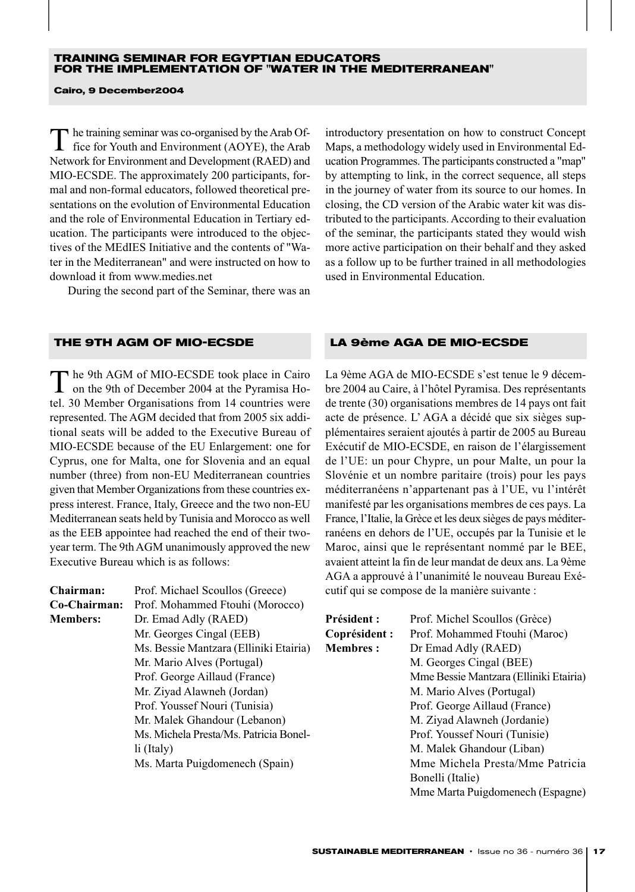## TRAINING SEMINAR FOR EGYPTIAN EDUCATORS FOR THE IMPLEMENTATION OF "WATER IN THE MEDITERRANEAN"

**Cairo, 9 December2004**

The training seminar was co-organised by the Arab Office for Youth and Environment (AOYE), the Arab Network for Environment and Development (RAED) and MIO-ECSDE. The approximately 200 participants, formal and non-formal educators, followed theoretical presentations on the evolution of Environmental Education and the role of Environmental Education in Tertiary education. The participants were introduced to the objectives of the MEdIES Initiative and the contents of "Water in the Mediterranean" and were instructed on how to download it from www.medies.net

During the second part of the Seminar, there was an introductory presentation on how to construct Concept Maps, a methodology widely used in Environmental Education Programmes. The participants constructed a "map" by attempting to link, in the correct sequence, all steps in the journey of water from its source to our homes. In closing, the CD version of the Arabic water kit was distributed to the participants. According to their evaluation of the seminar, the participants stated they would wish more active participation on their behalf and they asked as a follow up to be further trained in all methodologies used in Environmental Education.

## THE 9TH AGM OF MIO-ECSDE

The 9th AGM of MIO-ECSDE took place in Cairo on the 9th of December 2004 at the Pyramisa Hotel. 30 Member Organisations from 14 countries were represented. The AGM decided that from 2005 six additional seats will be added to the Executive Bureau of MIO-ECSDE because of the EU Enlargement: one for Cyprus, one for Malta, one for Slovenia and an equal number (three) from non-EU Mediterranean countries given that Member Organizations from these countries express interest. France, Italy, Greece and the two non-EU Mediterranean seats held by Tunisia and Morocco as well as the EEB appointee had reached the end of their two-year term. The 9th AGM unanimously approved the new Executive Bureau which is as follows:

**Chairman:** Prof. Michael Scoullos (Greece)
**Co-Chairman:** Prof. Mohammed Ftouhi (Morocco)
**Members:** Dr. Emad Adly (RAED)
Mr. Georges Cingal (EEB)
Ms. Bessie Mantzara (Elliniki Etairia)
Mr. Mario Alves (Portugal)
Prof. George Aillaud (France)
Mr. Ziyad Alawneh (Jordan)
Prof. Youssef Nouri (Tunisia)
Mr. Malek Ghandour (Lebanon)
Ms. Michela Presta/Ms. Patricia Bonelli (Italy)
Ms. Marta Puigdomenech (Spain)

## LA 9ème AGA DE MIO-ECSDE

La 9ème AGA de MIO-ECSDE s'est tenue le 9 décembre 2004 au Caire, à l'hôtel Pyramisa. Des représentants de trente (30) organisations membres de 14 pays ont fait acte de présence. L' AGA a décidé que six sièges supplémentaires seraient ajoutés à partir de 2005 au Bureau Exécutif de MIO-ECSDE, en raison de l'élargissement de l'UE: un pour Chypre, un pour Malte, un pour la Slovénie et un nombre paritaire (trois) pour les pays méditerranéens n'appartenant pas à l'UE, vu l'intérêt manifesté par les organisations membres de ces pays. La France, l'Italie, la Grèce et les deux sièges de pays méditerranéens en dehors de l'UE, occupés par la Tunisie et le Maroc, ainsi que le représentant nommé par le BEE, avaient atteint la fin de leur mandat de deux ans. La 9ème AGA a approuvé à l'unanimité le nouveau Bureau Exécutif qui se compose de la manière suivante :

**Président :** Prof. Michel Scoullos (Grèce)
**Coprésident :** Prof. Mohammed Ftouhi (Maroc)
**Membres :** Dr Emad Adly (RAED)
M. Georges Cingal (BEE)
Mme Bessie Mantzara (Elliniki Etairia)
M. Mario Alves (Portugal)
Prof. George Aillaud (France)
M. Ziyad Alawneh (Jordanie)
Prof. Youssef Nouri (Tunisie)
M. Malek Ghandour (Liban)
Mme Michela Presta/Mme Patricia Bonelli (Italie)
Mme Marta Puigdomenech (Espagne)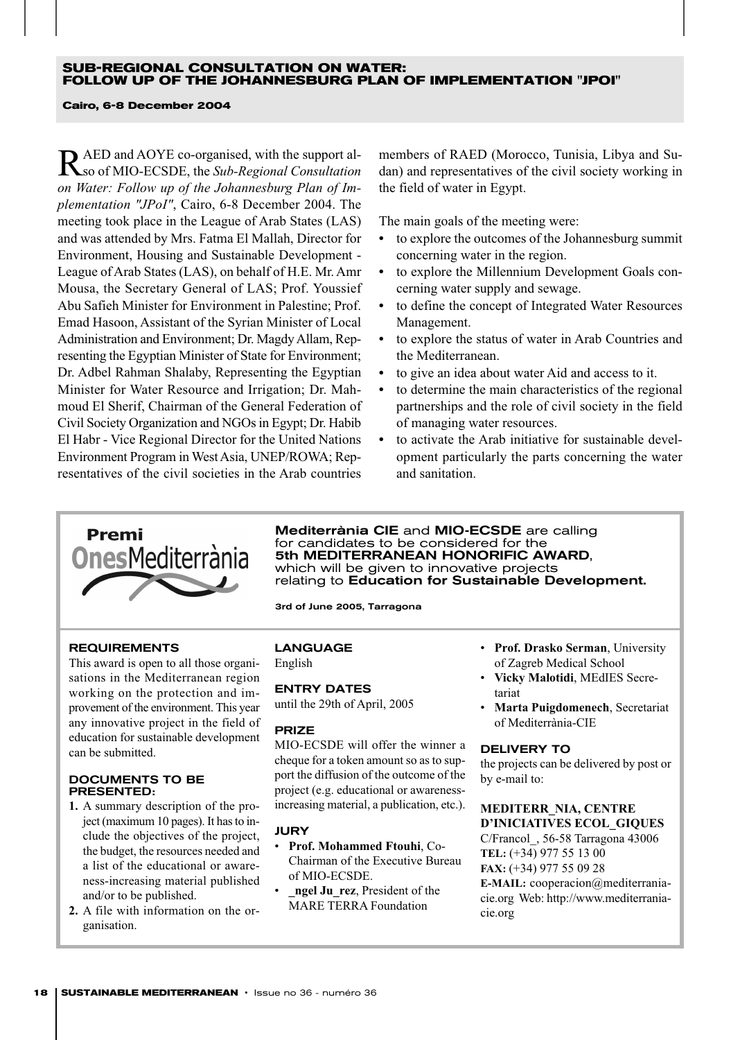## SUB-REGIONAL CONSULTATION ON WATER: FOLLOW UP OF THE JOHANNESBURG PLAN OF IMPLEMENTATION "JPOI"

**Cairo, 6-8 December 2004**

RAED and AOYE co-organised, with the support also of MIO-ECSDE, the *Sub-Regional Consultation on Water: Follow up of the Johannesburg Plan of Implementation "JPoI"*, Cairo, 6-8 December 2004. The meeting took place in the League of Arab States (LAS) and was attended by Mrs. Fatma El Mallah, Director for Environment, Housing and Sustainable Development - League of Arab States (LAS), on behalf of H.E. Mr. Amr Mousa, the Secretary General of LAS; Prof. Youssief Abu Safieh Minister for Environment in Palestine; Prof. Emad Hasoon, Assistant of the Syrian Minister of Local Administration and Environment; Dr. Magdy Allam, Representing the Egyptian Minister of State for Environment; Dr. Adbel Rahman Shalaby, Representing the Egyptian Minister for Water Resource and Irrigation; Dr. Mahmoud El Sherif, Chairman of the General Federation of Civil Society Organization and NGOs in Egypt; Dr. Habib El Habr - Vice Regional Director for the United Nations Environment Program in West Asia, UNEP/ROWA; Representatives of the civil societies in the Arab countries members of RAED (Morocco, Tunisia, Libya and Sudan) and representatives of the civil society working in the field of water in Egypt.

The main goals of the meeting were:

- to explore the outcomes of the Johannesburg summit concerning water in the region.
- to explore the Millennium Development Goals concerning water supply and sewage.
- to define the concept of Integrated Water Resources Management.
- to explore the status of water in Arab Countries and the Mediterranean.
- to give an idea about water Aid and access to it.
- to determine the main characteristics of the regional partnerships and the role of civil society in the field of managing water resources.
- to activate the Arab initiative for sustainable development particularly the parts concerning the water and sanitation.

**Premi OnesMediterrània**

**Mediterrània CIE** and **MIO-ECSDE** are calling for candidates to be considered for the **5th MEDITERRANEAN HONORIFIC AWARD**, which will be given to innovative projects relating to **Education for Sustainable Development.**

**3rd of June 2005, Tarragona**

### REQUIREMENTS

This award is open to all those organisations in the Mediterranean region working on the protection and improvement of the environment. This year any innovative project in the field of education for sustainable development can be submitted.

### DOCUMENTS TO BE PRESENTED:

1. A summary description of the project (maximum 10 pages). It has to include the objectives of the project, the budget, the resources needed and a list of the educational or awareness-increasing material published and/or to be published.
2. A file with information on the organisation.

### LANGUAGE

English

### ENTRY DATES

until the 29th of April, 2005

### PRIZE

MIO-ECSDE will offer the winner a cheque for a token amount so as to support the diffusion of the outcome of the project (e.g. educational or awareness-increasing material, a publication, etc.).

### JURY

- **Prof. Mohammed Ftouhi**, Co-Chairman of the Executive Bureau of MIO-ECSDE.
- **_ngel Ju_rez**, President of the MARE TERRA Foundation
- **Prof. Drasko Serman**, University of Zagreb Medical School
- **Vicky Malotidi**, MEdIES Secretariat
- **Marta Puigdomenech**, Secretariat of Mediterrània-CIE

### DELIVERY TO

the projects can be delivered by post or by e-mail to:

**MEDITERR_NIA, CENTRE D'INICIATIVES ECOL_GIQUES**
C/Francol_, 56-58 Tarragona 43006
**TEL:** (+34) 977 55 13 00
**FAX:** (+34) 977 55 09 28
**E-MAIL:** cooperacion@mediterrania-cie.org Web: http://www.mediterrania-cie.org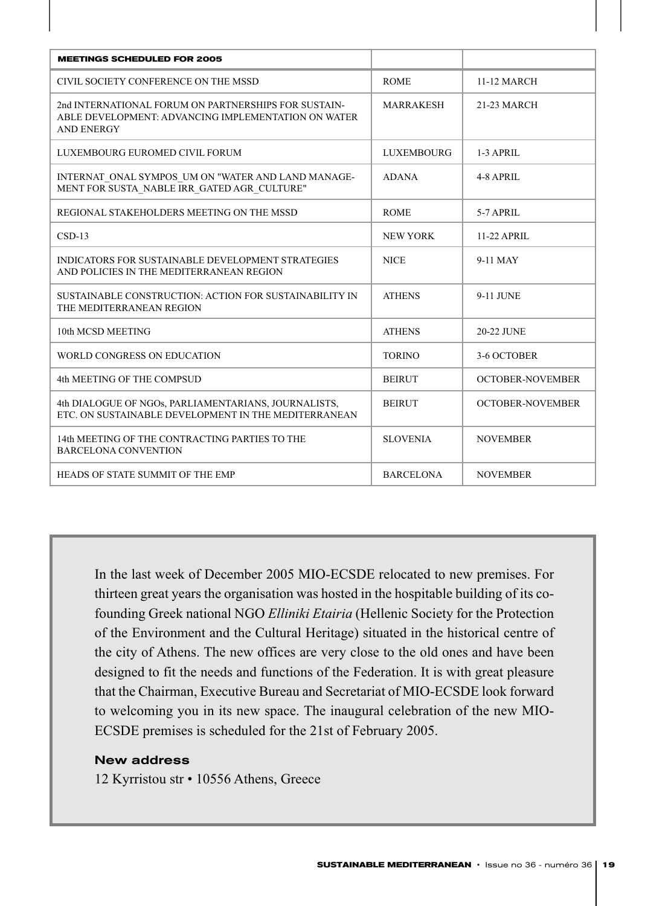| MEETINGS SCHEDULED FOR 2005 | | |
|---|---|---|
| CIVIL SOCIETY CONFERENCE ON THE MSSD | ROME | 11-12 MARCH |
| 2nd INTERNATIONAL FORUM ON PARTNERSHIPS FOR SUSTAIN-ABLE DEVELOPMENT: ADVANCING IMPLEMENTATION ON WATER AND ENERGY | MARRAKESH | 21-23 MARCH |
| LUXEMBOURG EUROMED CIVIL FORUM | LUXEMBOURG | 1-3 APRIL |
| INTERNAT_ONAL SYMPOS_UM ON "WATER AND LAND MANAGE-MENT FOR SUSTA_NABLE IRR_GATED AGR_CULTURE" | ADANA | 4-8 APRIL |
| REGIONAL STAKEHOLDERS MEETING ON THE MSSD | ROME | 5-7 APRIL |
| CSD-13 | NEW YORK | 11-22 APRIL |
| INDICATORS FOR SUSTAINABLE DEVELOPMENT STRATEGIES AND POLICIES IN THE MEDITERRANEAN REGION | NICE | 9-11 MAY |
| SUSTAINABLE CONSTRUCTION: ACTION FOR SUSTAINABILITY IN THE MEDITERRANEAN REGION | ATHENS | 9-11 JUNE |
| 10th MCSD MEETING | ATHENS | 20-22 JUNE |
| WORLD CONGRESS ON EDUCATION | TORINO | 3-6 OCTOBER |
| 4th MEETING OF THE COMPSUD | BEIRUT | OCTOBER-NOVEMBER |
| 4th DIALOGUE OF NGOs, PARLIAMENTARIANS, JOURNALISTS, ETC. ON SUSTAINABLE DEVELOPMENT IN THE MEDITERRANEAN | BEIRUT | OCTOBER-NOVEMBER |
| 14th MEETING OF THE CONTRACTING PARTIES TO THE BARCELONA CONVENTION | SLOVENIA | NOVEMBER |
| HEADS OF STATE SUMMIT OF THE EMP | BARCELONA | NOVEMBER |

In the last week of December 2005 MIO-ECSDE relocated to new premises. For thirteen great years the organisation was hosted in the hospitable building of its co-founding Greek national NGO *Elliniki Etairia* (Hellenic Society for the Protection of the Environment and the Cultural Heritage) situated in the historical centre of the city of Athens. The new offices are very close to the old ones and have been designed to fit the needs and functions of the Federation. It is with great pleasure that the Chairman, Executive Bureau and Secretariat of MIO-ECSDE look forward to welcoming you in its new space. The inaugural celebration of the new MIO-ECSDE premises is scheduled for the 21st of February 2005.

**New address**

12 Kyrristou str • 10556 Athens, Greece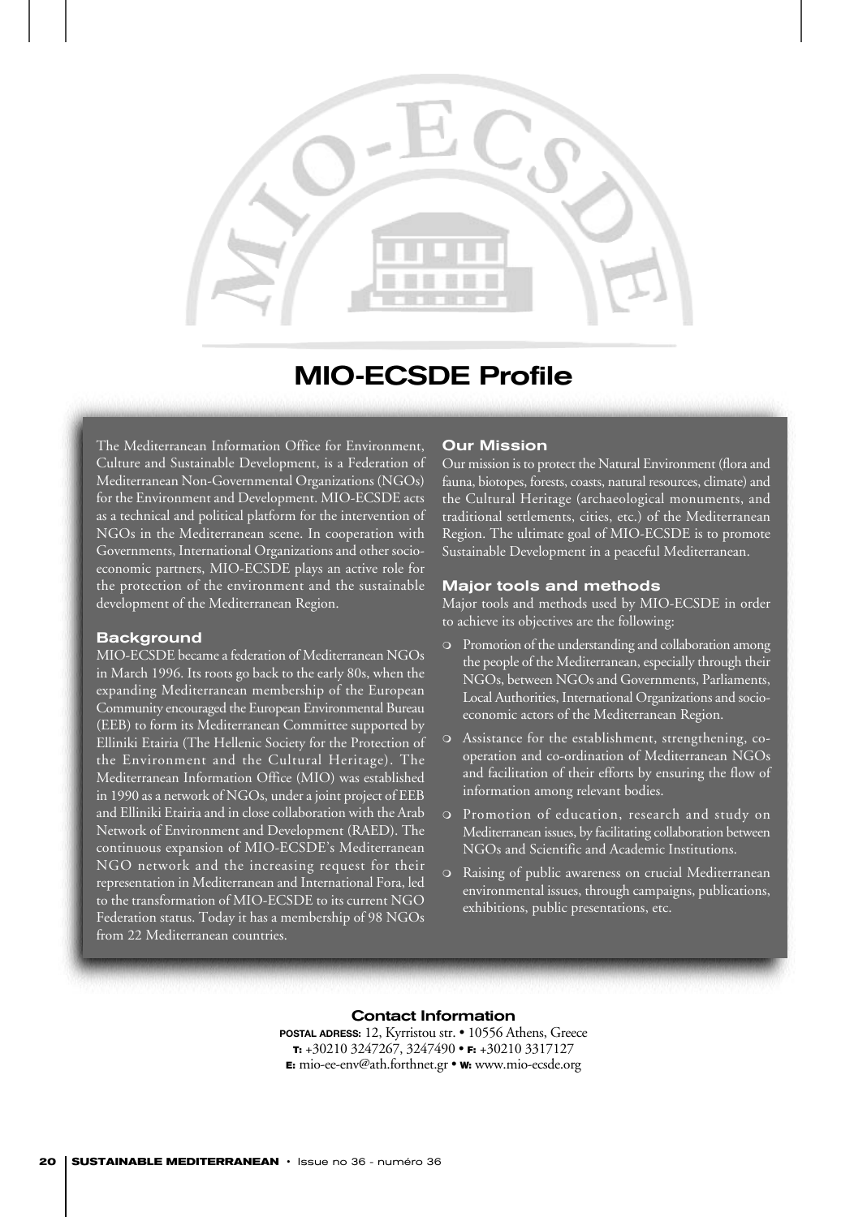# MIO-ECSDE Profile

The Mediterranean Information Office for Environment, Culture and Sustainable Development, is a Federation of Mediterranean Non-Governmental Organizations (NGOs) for the Environment and Development. MIO-ECSDE acts as a technical and political platform for the intervention of NGOs in the Mediterranean scene. In cooperation with Governments, International Organizations and other socio-economic partners, MIO-ECSDE plays an active role for the protection of the environment and the sustainable development of the Mediterranean Region.

### Background

MIO-ECSDE became a federation of Mediterranean NGOs in March 1996. Its roots go back to the early 80s, when the expanding Mediterranean membership of the European Community encouraged the European Environmental Bureau (EEB) to form its Mediterranean Committee supported by Elliniki Etairia (The Hellenic Society for the Protection of the Environment and the Cultural Heritage). The Mediterranean Information Office (MIO) was established in 1990 as a network of NGOs, under a joint project of EEB and Elliniki Etairia and in close collaboration with the Arab Network of Environment and Development (RAED). The continuous expansion of MIO-ECSDE's Mediterranean NGO network and the increasing request for their representation in Mediterranean and International Fora, led to the transformation of MIO-ECSDE to its current NGO Federation status. Today it has a membership of 98 NGOs from 22 Mediterranean countries.

### Our Mission

Our mission is to protect the Natural Environment (flora and fauna, biotopes, forests, coasts, natural resources, climate) and the Cultural Heritage (archaeological monuments, and traditional settlements, cities, etc.) of the Mediterranean Region. The ultimate goal of MIO-ECSDE is to promote Sustainable Development in a peaceful Mediterranean.

### Major tools and methods

Major tools and methods used by MIO-ECSDE in order to achieve its objectives are the following:

- Promotion of the understanding and collaboration among the people of the Mediterranean, especially through their NGOs, between NGOs and Governments, Parliaments, Local Authorities, International Organizations and socio-economic actors of the Mediterranean Region.
- Assistance for the establishment, strengthening, co-operation and co-ordination of Mediterranean NGOs and facilitation of their efforts by ensuring the flow of information among relevant bodies.
- Promotion of education, research and study on Mediterranean issues, by facilitating collaboration between NGOs and Scientific and Academic Institutions.
- Raising of public awareness on crucial Mediterranean environmental issues, through campaigns, publications, exhibitions, public presentations, etc.

### Contact Information

**POSTAL ADRESS:** 12, Kyrristou str. • 10556 Athens, Greece
**T:** +30210 3247267, 3247490 • **F:** +30210 3317127
**E:** mio-ee-env@ath.forthnet.gr • **W:** www.mio-ecsde.org